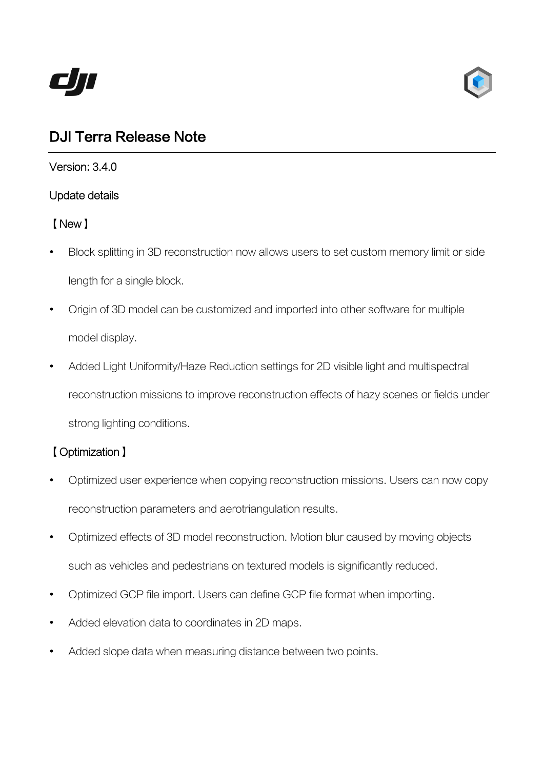# DJI Terra Release Note

Version: 3.4.0

Update details

【New】

- Block splitting in 3D reconstruction now allows users to set custom memory limit or side length for a single block.
- Origin of 3D model can be customized and imported into other software for multiple model display.
- Added Light Uniformity/Haze Reduction settings for 2D visible light and multispectral reconstruction missions to improve reconstruction effects of hazy scenes or fields under strong lighting conditions.

【Optimization】

- Optimized user experience when copying reconstruction missions. Users can now copy reconstruction parameters and aerotriangulation results.
- Optimized effects of 3D model reconstruction. Motion blur caused by moving objects such as vehicles and pedestrians on textured models is significantly reduced.
- Optimized GCP file import. Users can define GCP file format when importing.
- Added elevation data to coordinates in 2D maps.
- Added slope data when measuring distance between two points.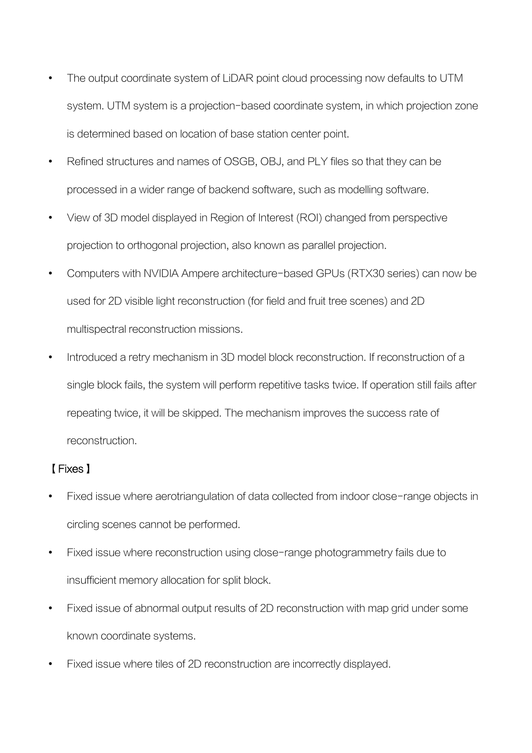- The output coordinate system of LiDAR point cloud processing now defaults to UTM system. UTM system is a projection-based coordinate system, in which projection zone is determined based on location of base station center point.
- Refined structures and names of OSGB, OBJ, and PLY files so that they can be processed in a wider range of backend software, such as modelling software.
- View of 3D model displayed in Region of Interest (ROI) changed from perspective projection to orthogonal projection, also known as parallel projection.
- Computers with NVIDIA Ampere architecture-based GPUs (RTX30 series) can now be used for 2D visible light reconstruction (for field and fruit tree scenes) and 2D multispectral reconstruction missions.
- Introduced a retry mechanism in 3D model block reconstruction. If reconstruction of a single block fails, the system will perform repetitive tasks twice. If operation still fails after repeating twice, it will be skipped. The mechanism improves the success rate of reconstruction.

【Fixes】

- Fixed issue where aerotriangulation of data collected from indoor close-range objects in circling scenes cannot be performed.
- Fixed issue where reconstruction using close-range photogrammetry fails due to insufficient memory allocation for split block.
- Fixed issue of abnormal output results of 2D reconstruction with map grid under some known coordinate systems.
- Fixed issue where tiles of 2D reconstruction are incorrectly displayed.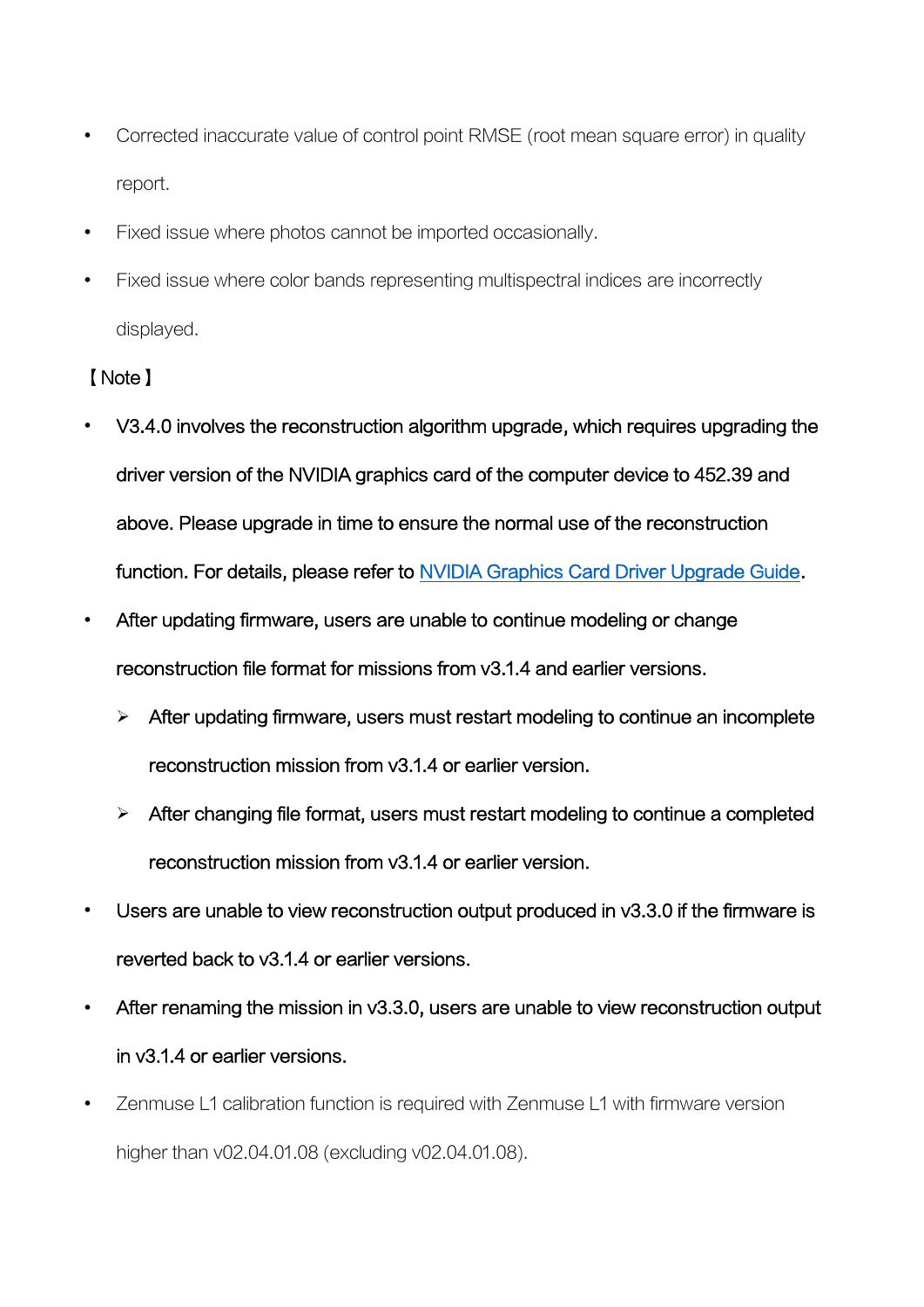- Corrected inaccurate value of control point RMSE (root mean square error) in quality report.
- Fixed issue where photos cannot be imported occasionally.
- Fixed issue where color bands representing multispectral indices are incorrectly displayed.

【Note】

- V3.4.0 involves the reconstruction algorithm upgrade, which requires upgrading the driver version of the NVIDIA graphics card of the computer device to 452.39 and above. Please upgrade in time to ensure the normal use of the reconstruction function. For details, please refer to NVIDIA Graphics Card Driver Upgrade Guide.
- After updating firmware, users are unable to continue modeling or change reconstruction file format for missions from v3.1.4 and earlier versions.
    - After updating firmware, users must restart modeling to continue an incomplete reconstruction mission from v3.1.4 or earlier version.
    - After changing file format, users must restart modeling to continue a completed reconstruction mission from v3.1.4 or earlier version.
- Users are unable to view reconstruction output produced in v3.3.0 if the firmware is reverted back to v3.1.4 or earlier versions.
- After renaming the mission in v3.3.0, users are unable to view reconstruction output in v3.1.4 or earlier versions.
- Zenmuse L1 calibration function is required with Zenmuse L1 with firmware version higher than v02.04.01.08 (excluding v02.04.01.08).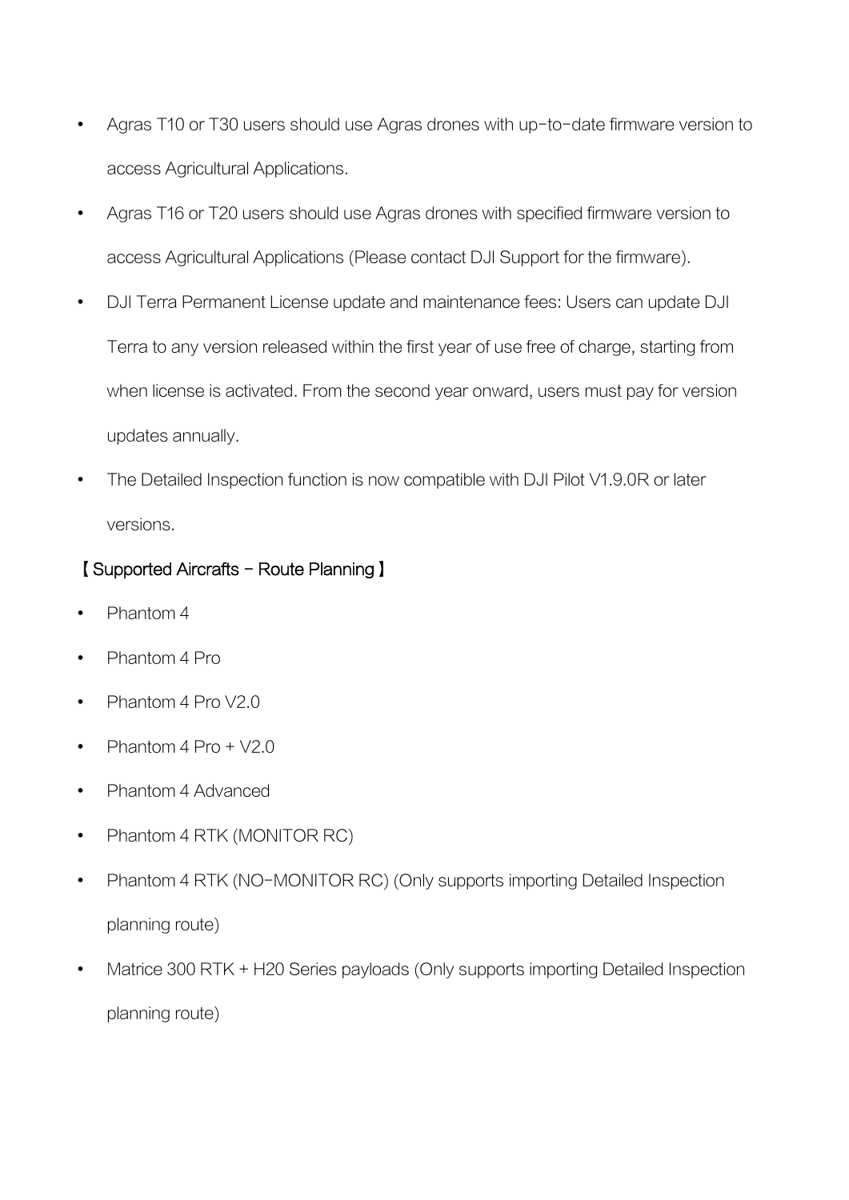- Agras T10 or T30 users should use Agras drones with up-to-date firmware version to access Agricultural Applications.
- Agras T16 or T20 users should use Agras drones with specified firmware version to access Agricultural Applications (Please contact DJI Support for the firmware).
- DJI Terra Permanent License update and maintenance fees: Users can update DJI Terra to any version released within the first year of use free of charge, starting from when license is activated. From the second year onward, users must pay for version updates annually.
- The Detailed Inspection function is now compatible with DJI Pilot V1.9.0R or later versions.

【Supported Aircrafts - Route Planning】

- Phantom 4
- Phantom 4 Pro
- Phantom 4 Pro V2.0
- Phantom 4 Pro + V2.0
- Phantom 4 Advanced
- Phantom 4 RTK (MONITOR RC)
- Phantom 4 RTK (NO-MONITOR RC) (Only supports importing Detailed Inspection planning route)
- Matrice 300 RTK + H20 Series payloads (Only supports importing Detailed Inspection planning route)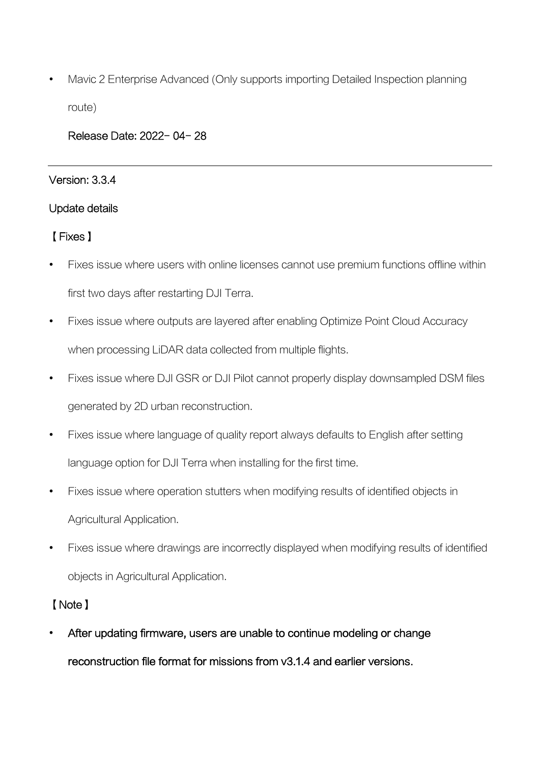- Mavic 2 Enterprise Advanced (Only supports importing Detailed Inspection planning route)

Release Date: 2022-04-28

---

Version: 3.3.4

Update details

【Fixes】

- Fixes issue where users with online licenses cannot use premium functions offline within first two days after restarting DJI Terra.
- Fixes issue where outputs are layered after enabling Optimize Point Cloud Accuracy when processing LiDAR data collected from multiple flights.
- Fixes issue where DJI GSR or DJI Pilot cannot properly display downsampled DSM files generated by 2D urban reconstruction.
- Fixes issue where language of quality report always defaults to English after setting language option for DJI Terra when installing for the first time.
- Fixes issue where operation stutters when modifying results of identified objects in Agricultural Application.
- Fixes issue where drawings are incorrectly displayed when modifying results of identified objects in Agricultural Application.

【Note】

- After updating firmware, users are unable to continue modeling or change reconstruction file format for missions from v3.1.4 and earlier versions.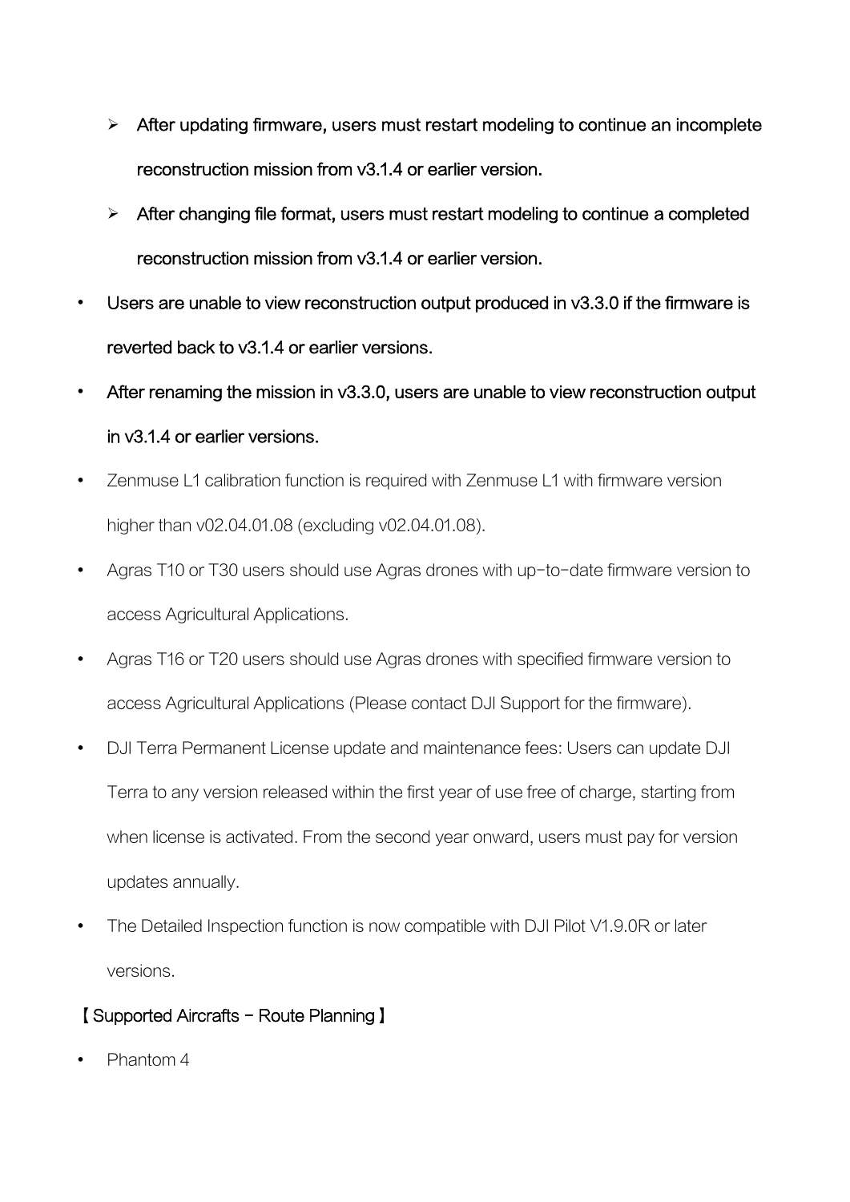- After updating firmware, users must restart modeling to continue an incomplete reconstruction mission from v3.1.4 or earlier version.
  - After changing file format, users must restart modeling to continue a completed reconstruction mission from v3.1.4 or earlier version.
- Users are unable to view reconstruction output produced in v3.3.0 if the firmware is reverted back to v3.1.4 or earlier versions.
- After renaming the mission in v3.3.0, users are unable to view reconstruction output in v3.1.4 or earlier versions.
- Zenmuse L1 calibration function is required with Zenmuse L1 with firmware version higher than v02.04.01.08 (excluding v02.04.01.08).
- Agras T10 or T30 users should use Agras drones with up-to-date firmware version to access Agricultural Applications.
- Agras T16 or T20 users should use Agras drones with specified firmware version to access Agricultural Applications (Please contact DJI Support for the firmware).
- DJI Terra Permanent License update and maintenance fees: Users can update DJI Terra to any version released within the first year of use free of charge, starting from when license is activated. From the second year onward, users must pay for version updates annually.
- The Detailed Inspection function is now compatible with DJI Pilot V1.9.0R or later versions.

【Supported Aircrafts - Route Planning】

- Phantom 4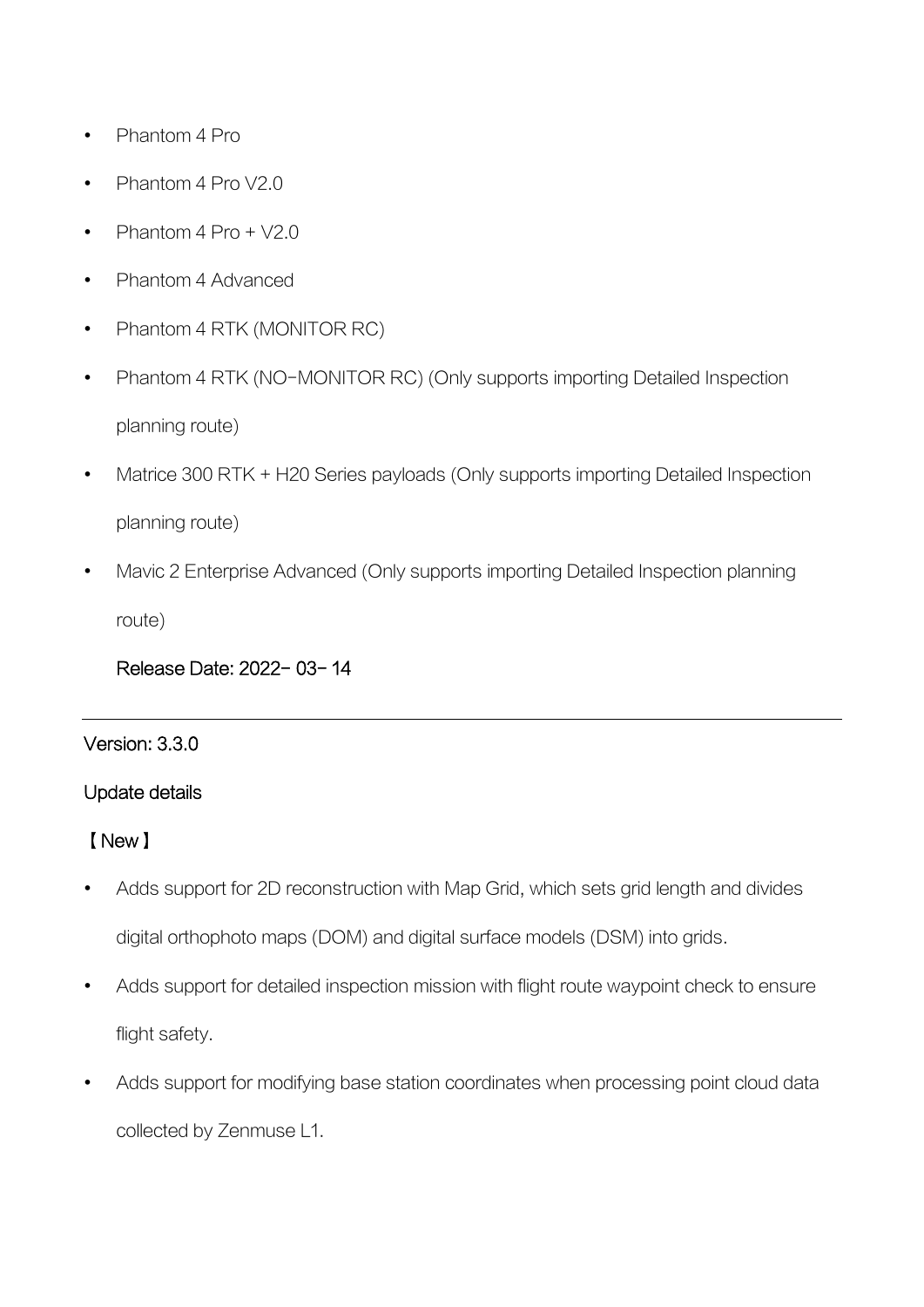- Phantom 4 Pro
- Phantom 4 Pro V2.0
- Phantom 4 Pro + V2.0
- Phantom 4 Advanced
- Phantom 4 RTK (MONITOR RC)
- Phantom 4 RTK (NO-MONITOR RC) (Only supports importing Detailed Inspection planning route)
- Matrice 300 RTK + H20 Series payloads (Only supports importing Detailed Inspection planning route)
- Mavic 2 Enterprise Advanced (Only supports importing Detailed Inspection planning route)

Release Date: 2022- 03- 14

---

Version: 3.3.0

Update details

【New】

- Adds support for 2D reconstruction with Map Grid, which sets grid length and divides digital orthophoto maps (DOM) and digital surface models (DSM) into grids.
- Adds support for detailed inspection mission with flight route waypoint check to ensure flight safety.
- Adds support for modifying base station coordinates when processing point cloud data collected by Zenmuse L1.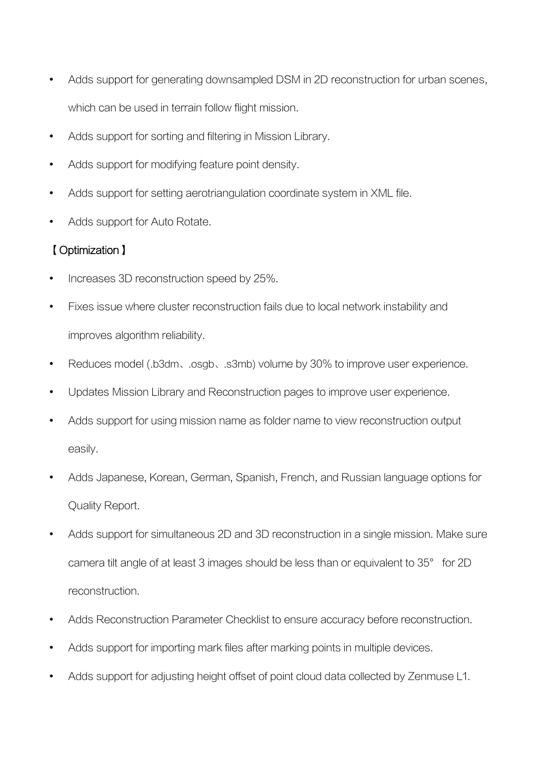- Adds support for generating downsampled DSM in 2D reconstruction for urban scenes, which can be used in terrain follow flight mission.
- Adds support for sorting and filtering in Mission Library.
- Adds support for modifying feature point density.
- Adds support for setting aerotriangulation coordinate system in XML file.
- Adds support for Auto Rotate.

【Optimization】

- Increases 3D reconstruction speed by 25%.
- Fixes issue where cluster reconstruction fails due to local network instability and improves algorithm reliability.
- Reduces model (.b3dm、.osgb、.s3mb) volume by 30% to improve user experience.
- Updates Mission Library and Reconstruction pages to improve user experience.
- Adds support for using mission name as folder name to view reconstruction output easily.
- Adds Japanese, Korean, German, Spanish, French, and Russian language options for Quality Report.
- Adds support for simultaneous 2D and 3D reconstruction in a single mission. Make sure camera tilt angle of at least 3 images should be less than or equivalent to 35° for 2D reconstruction.
- Adds Reconstruction Parameter Checklist to ensure accuracy before reconstruction.
- Adds support for importing mark files after marking points in multiple devices.
- Adds support for adjusting height offset of point cloud data collected by Zenmuse L1.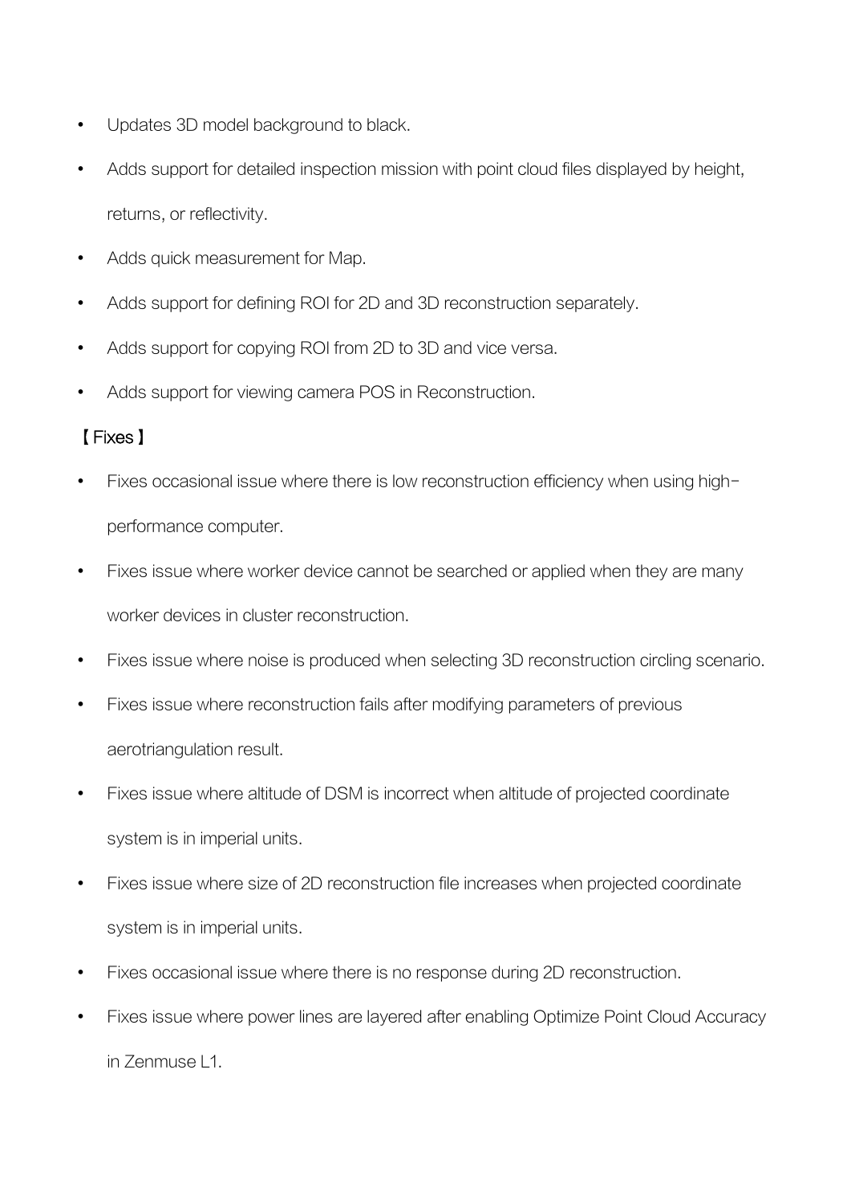- Updates 3D model background to black.
- Adds support for detailed inspection mission with point cloud files displayed by height, returns, or reflectivity.
- Adds quick measurement for Map.
- Adds support for defining ROI for 2D and 3D reconstruction separately.
- Adds support for copying ROI from 2D to 3D and vice versa.
- Adds support for viewing camera POS in Reconstruction.

【Fixes】

- Fixes occasional issue where there is low reconstruction efficiency when using high-performance computer.
- Fixes issue where worker device cannot be searched or applied when they are many worker devices in cluster reconstruction.
- Fixes issue where noise is produced when selecting 3D reconstruction circling scenario.
- Fixes issue where reconstruction fails after modifying parameters of previous aerotriangulation result.
- Fixes issue where altitude of DSM is incorrect when altitude of projected coordinate system is in imperial units.
- Fixes issue where size of 2D reconstruction file increases when projected coordinate system is in imperial units.
- Fixes occasional issue where there is no response during 2D reconstruction.
- Fixes issue where power lines are layered after enabling Optimize Point Cloud Accuracy in Zenmuse L1.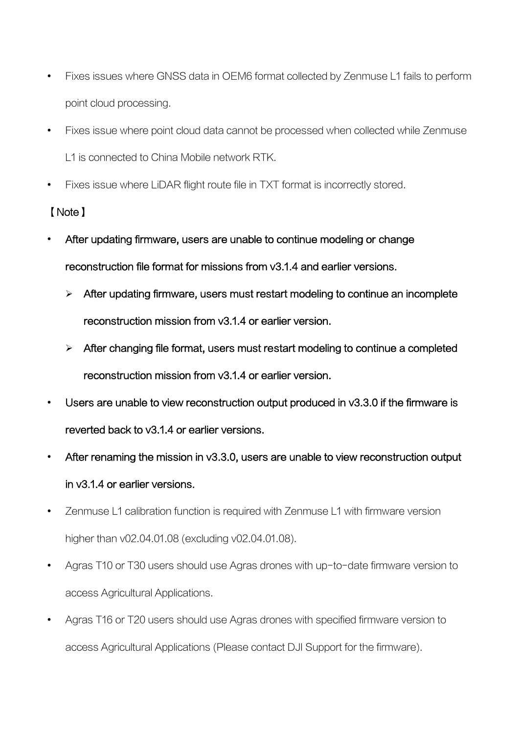- Fixes issues where GNSS data in OEM6 format collected by Zenmuse L1 fails to perform point cloud processing.
- Fixes issue where point cloud data cannot be processed when collected while Zenmuse L1 is connected to China Mobile network RTK.
- Fixes issue where LiDAR flight route file in TXT format is incorrectly stored.

【Note】

- **After updating firmware, users are unable to continue modeling or change reconstruction file format for missions from v3.1.4 and earlier versions.**
  - **After updating firmware, users must restart modeling to continue an incomplete reconstruction mission from v3.1.4 or earlier version.**
  - **After changing file format, users must restart modeling to continue a completed reconstruction mission from v3.1.4 or earlier version.**
- **Users are unable to view reconstruction output produced in v3.3.0 if the firmware is reverted back to v3.1.4 or earlier versions.**
- **After renaming the mission in v3.3.0, users are unable to view reconstruction output in v3.1.4 or earlier versions.**
- Zenmuse L1 calibration function is required with Zenmuse L1 with firmware version higher than v02.04.01.08 (excluding v02.04.01.08).
- Agras T10 or T30 users should use Agras drones with up-to-date firmware version to access Agricultural Applications.
- Agras T16 or T20 users should use Agras drones with specified firmware version to access Agricultural Applications (Please contact DJI Support for the firmware).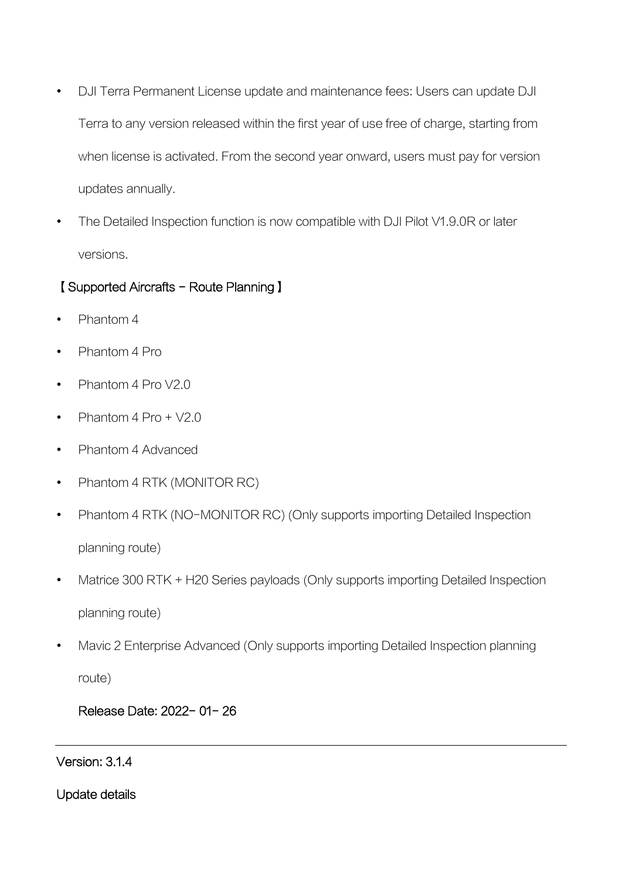- DJI Terra Permanent License update and maintenance fees: Users can update DJI Terra to any version released within the first year of use free of charge, starting from when license is activated. From the second year onward, users must pay for version updates annually.
- The Detailed Inspection function is now compatible with DJI Pilot V1.9.0R or later versions.

【Supported Aircrafts – Route Planning】

- Phantom 4
- Phantom 4 Pro
- Phantom 4 Pro V2.0
- Phantom 4 Pro + V2.0
- Phantom 4 Advanced
- Phantom 4 RTK (MONITOR RC)
- Phantom 4 RTK (NO-MONITOR RC) (Only supports importing Detailed Inspection planning route)
- Matrice 300 RTK + H20 Series payloads (Only supports importing Detailed Inspection planning route)
- Mavic 2 Enterprise Advanced (Only supports importing Detailed Inspection planning route)

Release Date: 2022-01-26

---

Version: 3.1.4

Update details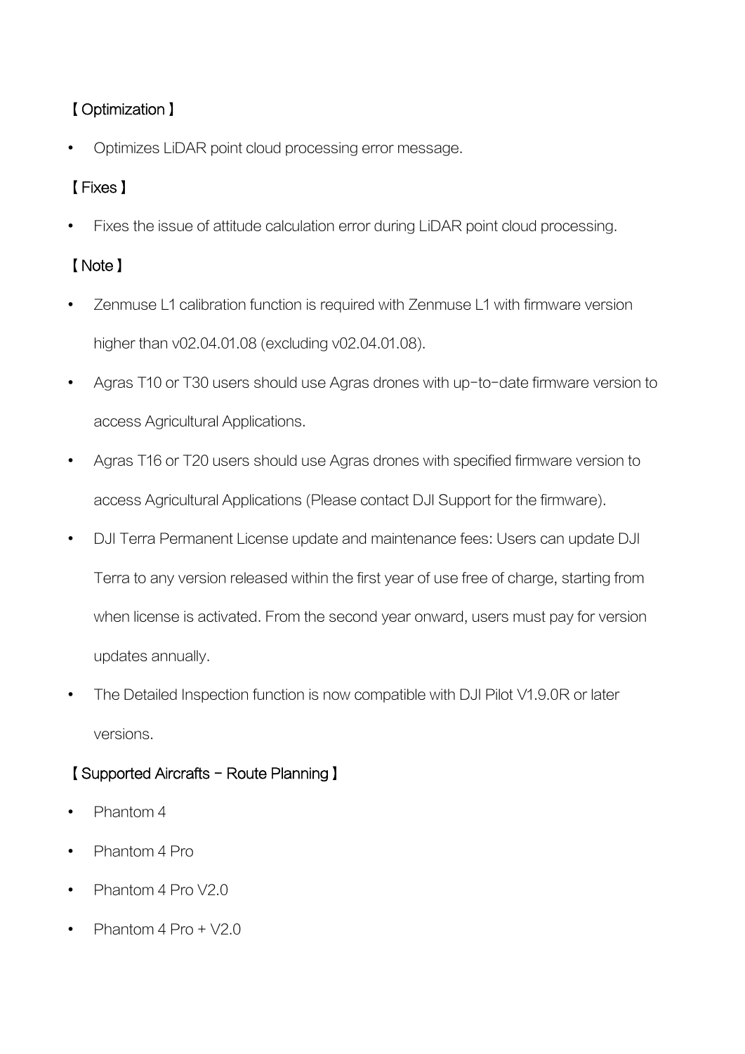【Optimization】

- Optimizes LiDAR point cloud processing error message.

【Fixes】

- Fixes the issue of attitude calculation error during LiDAR point cloud processing.

【Note】

- Zenmuse L1 calibration function is required with Zenmuse L1 with firmware version higher than v02.04.01.08 (excluding v02.04.01.08).
- Agras T10 or T30 users should use Agras drones with up-to-date firmware version to access Agricultural Applications.
- Agras T16 or T20 users should use Agras drones with specified firmware version to access Agricultural Applications (Please contact DJI Support for the firmware).
- DJI Terra Permanent License update and maintenance fees: Users can update DJI Terra to any version released within the first year of use free of charge, starting from when license is activated. From the second year onward, users must pay for version updates annually.
- The Detailed Inspection function is now compatible with DJI Pilot V1.9.0R or later versions.

【Supported Aircrafts - Route Planning】

- Phantom 4
- Phantom 4 Pro
- Phantom 4 Pro V2.0
- Phantom 4 Pro + V2.0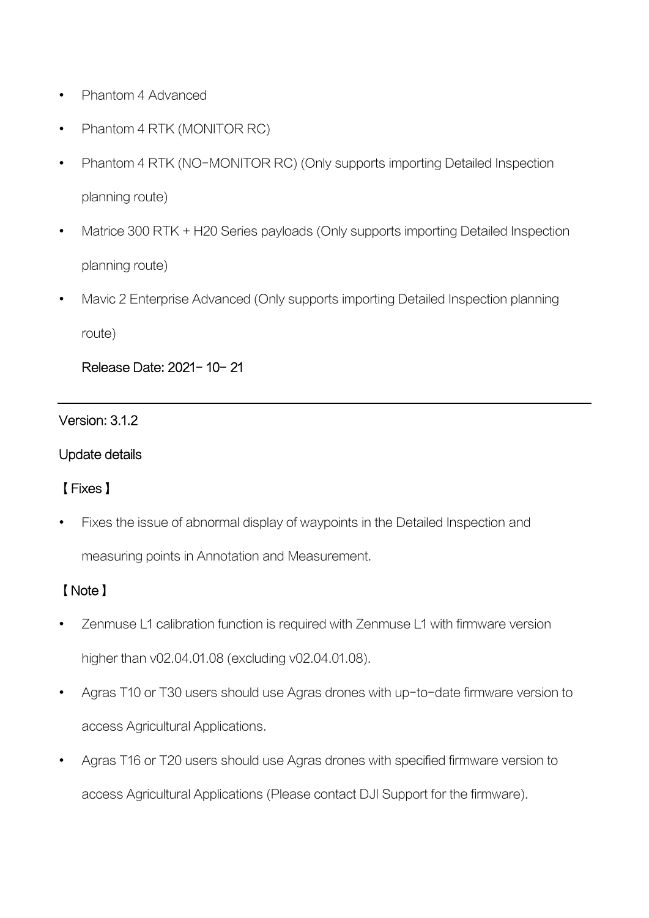- Phantom 4 Advanced
- Phantom 4 RTK (MONITOR RC)
- Phantom 4 RTK (NO-MONITOR RC) (Only supports importing Detailed Inspection planning route)
- Matrice 300 RTK + H20 Series payloads (Only supports importing Detailed Inspection planning route)
- Mavic 2 Enterprise Advanced (Only supports importing Detailed Inspection planning route)

Release Date: 2021-10-21

---

Version: 3.1.2

Update details

【Fixes】

- Fixes the issue of abnormal display of waypoints in the Detailed Inspection and measuring points in Annotation and Measurement.

【Note】

- Zenmuse L1 calibration function is required with Zenmuse L1 with firmware version higher than v02.04.01.08 (excluding v02.04.01.08).
- Agras T10 or T30 users should use Agras drones with up-to-date firmware version to access Agricultural Applications.
- Agras T16 or T20 users should use Agras drones with specified firmware version to access Agricultural Applications (Please contact DJI Support for the firmware).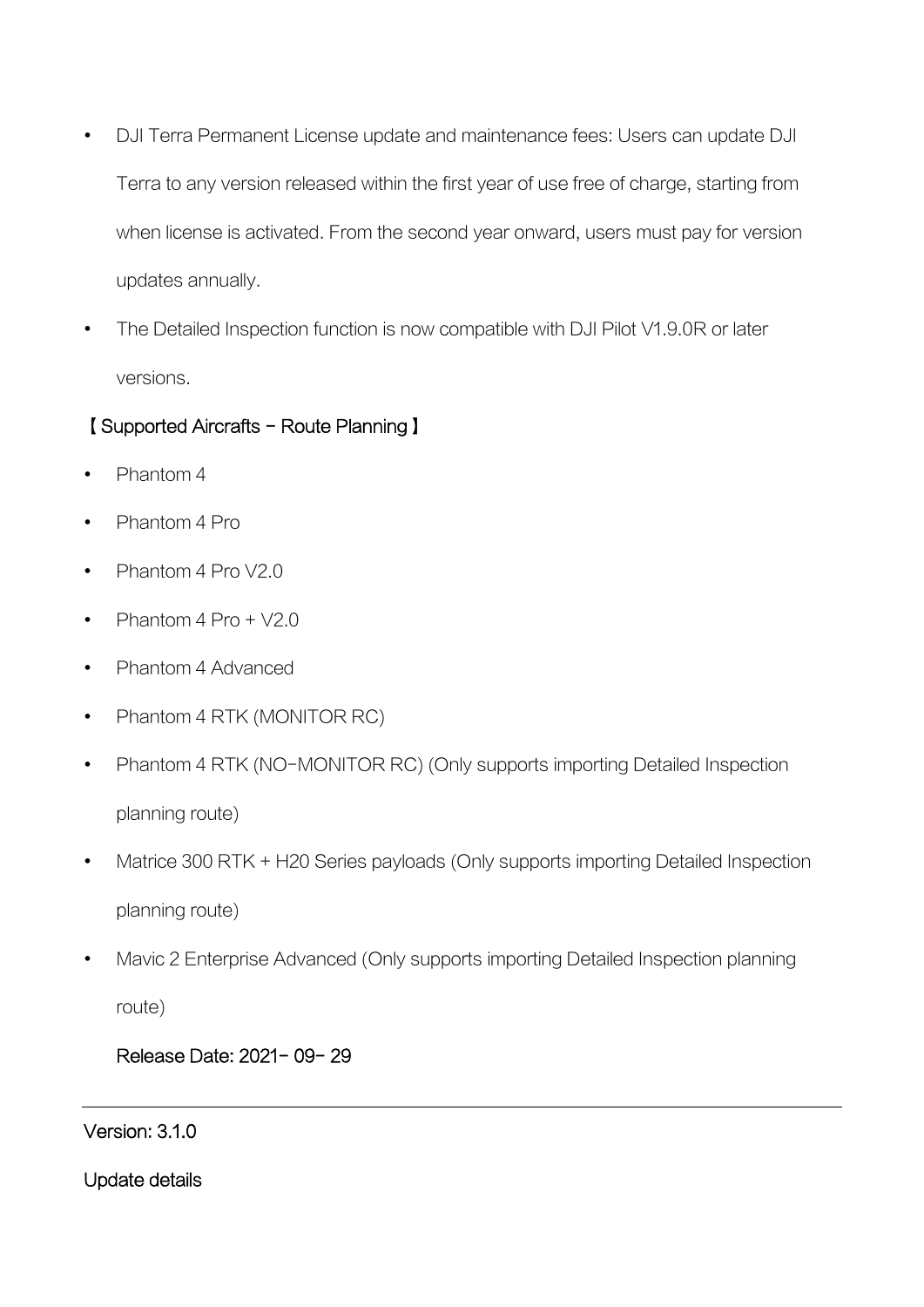- DJI Terra Permanent License update and maintenance fees: Users can update DJI Terra to any version released within the first year of use free of charge, starting from when license is activated. From the second year onward, users must pay for version updates annually.
- The Detailed Inspection function is now compatible with DJI Pilot V1.9.0R or later versions.

【Supported Aircrafts – Route Planning】

- Phantom 4
- Phantom 4 Pro
- Phantom 4 Pro V2.0
- Phantom 4 Pro + V2.0
- Phantom 4 Advanced
- Phantom 4 RTK (MONITOR RC)
- Phantom 4 RTK (NO-MONITOR RC) (Only supports importing Detailed Inspection planning route)
- Matrice 300 RTK + H20 Series payloads (Only supports importing Detailed Inspection planning route)
- Mavic 2 Enterprise Advanced (Only supports importing Detailed Inspection planning route)

Release Date: 2021- 09- 29

---

Version: 3.1.0

Update details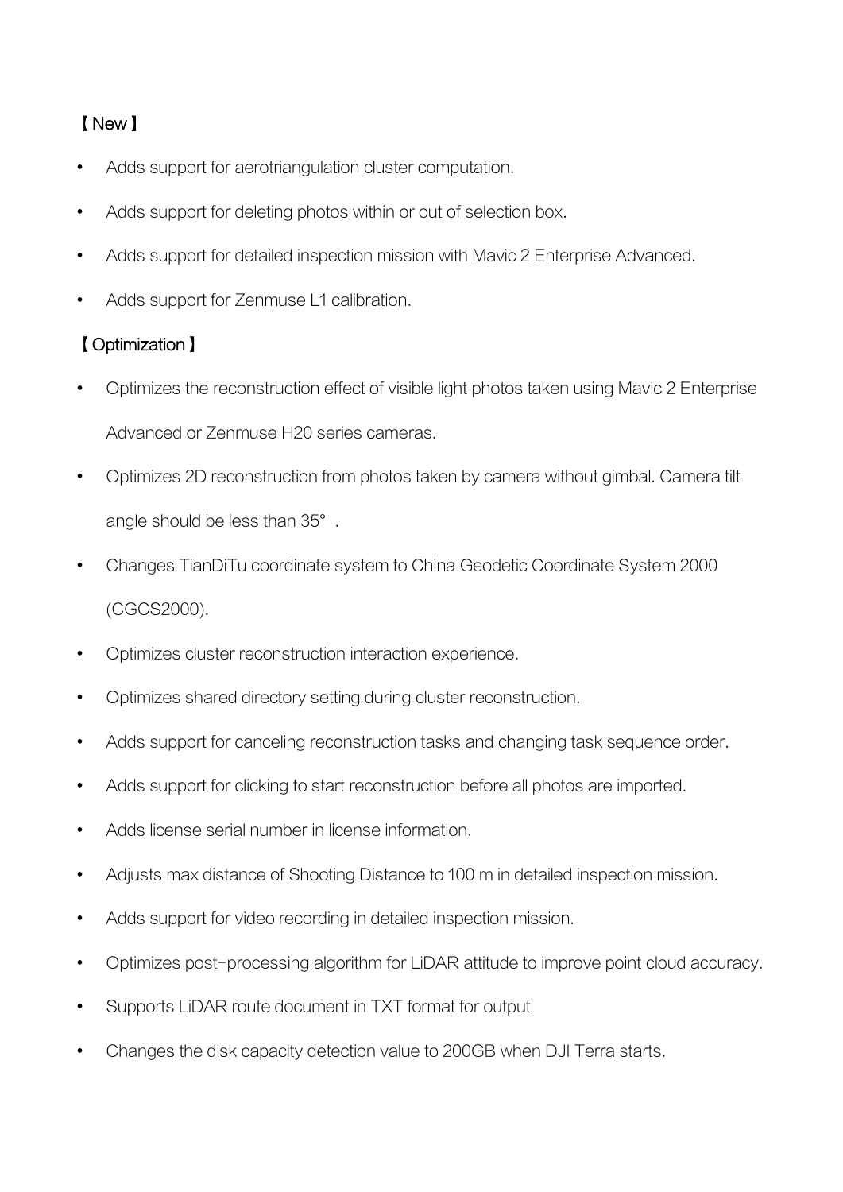【New】

- Adds support for aerotriangulation cluster computation.
- Adds support for deleting photos within or out of selection box.
- Adds support for detailed inspection mission with Mavic 2 Enterprise Advanced.
- Adds support for Zenmuse L1 calibration.

【Optimization】

- Optimizes the reconstruction effect of visible light photos taken using Mavic 2 Enterprise Advanced or Zenmuse H20 series cameras.
- Optimizes 2D reconstruction from photos taken by camera without gimbal. Camera tilt angle should be less than 35°.
- Changes TianDiTu coordinate system to China Geodetic Coordinate System 2000 (CGCS2000).
- Optimizes cluster reconstruction interaction experience.
- Optimizes shared directory setting during cluster reconstruction.
- Adds support for canceling reconstruction tasks and changing task sequence order.
- Adds support for clicking to start reconstruction before all photos are imported.
- Adds license serial number in license information.
- Adjusts max distance of Shooting Distance to 100 m in detailed inspection mission.
- Adds support for video recording in detailed inspection mission.
- Optimizes post-processing algorithm for LiDAR attitude to improve point cloud accuracy.
- Supports LiDAR route document in TXT format for output
- Changes the disk capacity detection value to 200GB when DJI Terra starts.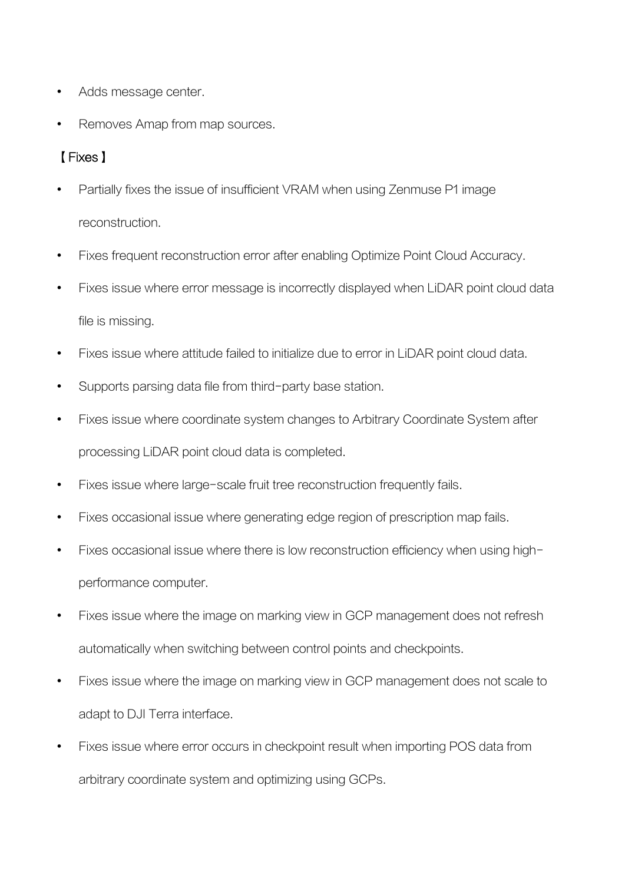- Adds message center.
- Removes Amap from map sources.

【Fixes】

- Partially fixes the issue of insufficient VRAM when using Zenmuse P1 image reconstruction.
- Fixes frequent reconstruction error after enabling Optimize Point Cloud Accuracy.
- Fixes issue where error message is incorrectly displayed when LiDAR point cloud data file is missing.
- Fixes issue where attitude failed to initialize due to error in LiDAR point cloud data.
- Supports parsing data file from third-party base station.
- Fixes issue where coordinate system changes to Arbitrary Coordinate System after processing LiDAR point cloud data is completed.
- Fixes issue where large-scale fruit tree reconstruction frequently fails.
- Fixes occasional issue where generating edge region of prescription map fails.
- Fixes occasional issue where there is low reconstruction efficiency when using high-performance computer.
- Fixes issue where the image on marking view in GCP management does not refresh automatically when switching between control points and checkpoints.
- Fixes issue where the image on marking view in GCP management does not scale to adapt to DJI Terra interface.
- Fixes issue where error occurs in checkpoint result when importing POS data from arbitrary coordinate system and optimizing using GCPs.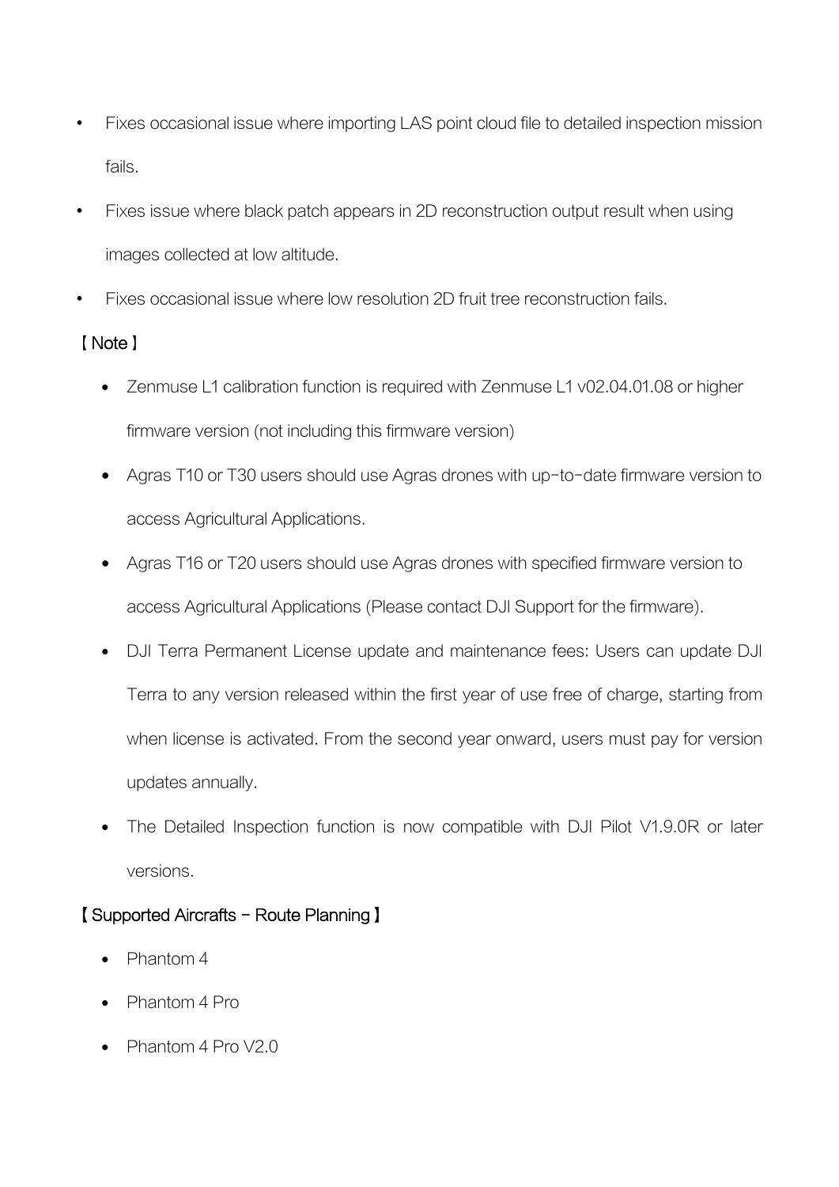- Fixes occasional issue where importing LAS point cloud file to detailed inspection mission fails.
- Fixes issue where black patch appears in 2D reconstruction output result when using images collected at low altitude.
- Fixes occasional issue where low resolution 2D fruit tree reconstruction fails.

【 Note 】

- Zenmuse L1 calibration function is required with Zenmuse L1 v02.04.01.08 or higher firmware version (not including this firmware version)
- Agras T10 or T30 users should use Agras drones with up-to-date firmware version to access Agricultural Applications.
- Agras T16 or T20 users should use Agras drones with specified firmware version to access Agricultural Applications (Please contact DJI Support for the firmware).
- DJI Terra Permanent License update and maintenance fees: Users can update DJI Terra to any version released within the first year of use free of charge, starting from when license is activated. From the second year onward, users must pay for version updates annually.
- The Detailed Inspection function is now compatible with DJI Pilot V1.9.0R or later versions.

【 Supported Aircrafts - Route Planning 】

- Phantom 4
- Phantom 4 Pro
- Phantom 4 Pro V2.0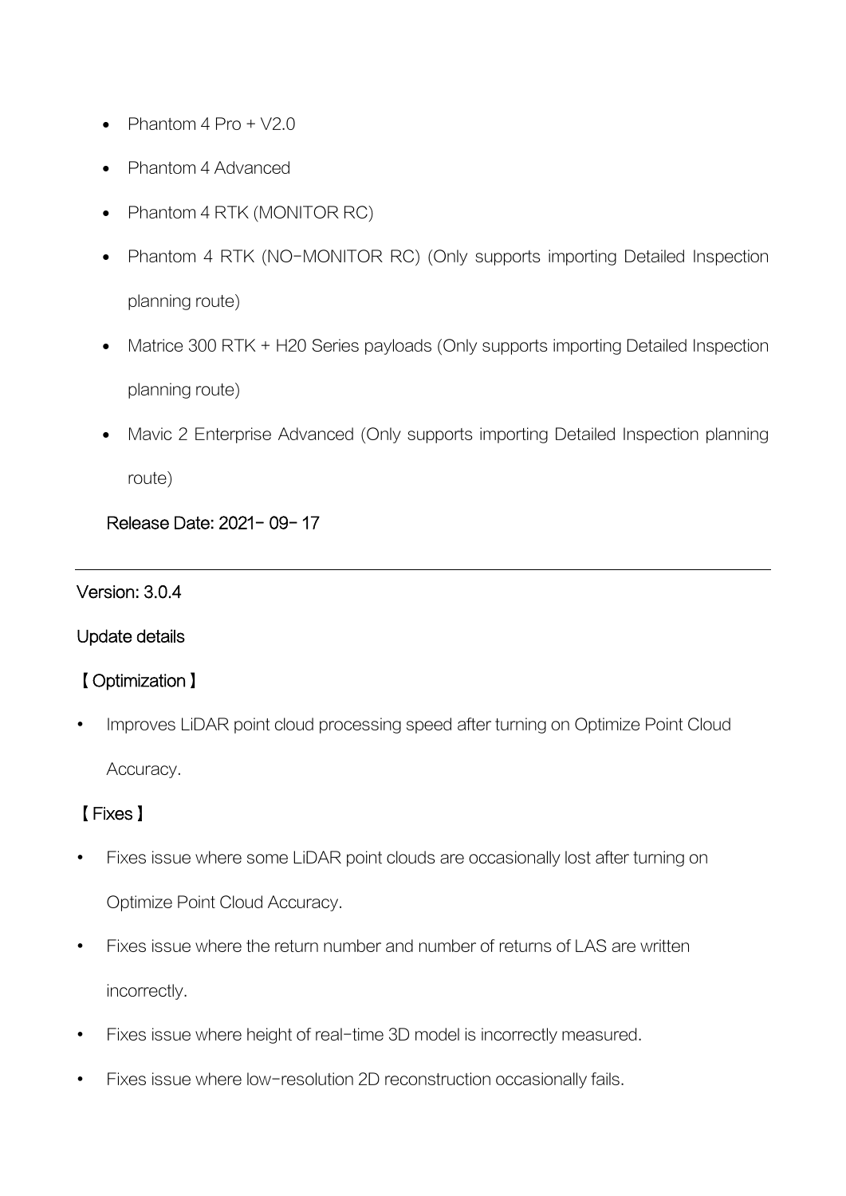- Phantom 4 Pro + V2.0
- Phantom 4 Advanced
- Phantom 4 RTK (MONITOR RC)
- Phantom 4 RTK (NO-MONITOR RC) (Only supports importing Detailed Inspection planning route)
- Matrice 300 RTK + H20 Series payloads (Only supports importing Detailed Inspection planning route)
- Mavic 2 Enterprise Advanced (Only supports importing Detailed Inspection planning route)

Release Date: 2021- 09- 17

---

Version: 3.0.4

Update details

【Optimization】

- Improves LiDAR point cloud processing speed after turning on Optimize Point Cloud Accuracy.

【Fixes】

- Fixes issue where some LiDAR point clouds are occasionally lost after turning on Optimize Point Cloud Accuracy.
- Fixes issue where the return number and number of returns of LAS are written incorrectly.
- Fixes issue where height of real-time 3D model is incorrectly measured.
- Fixes issue where low-resolution 2D reconstruction occasionally fails.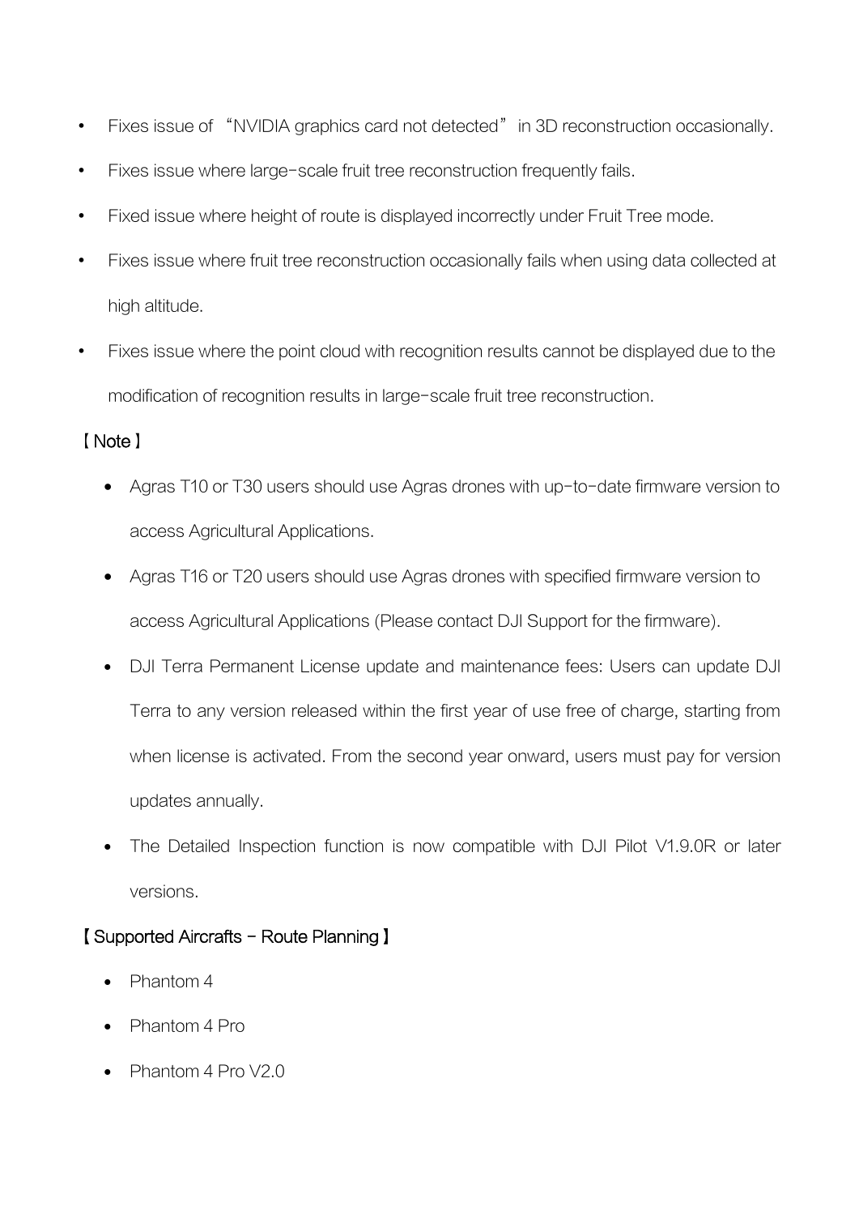- Fixes issue of "NVIDIA graphics card not detected" in 3D reconstruction occasionally.
- Fixes issue where large-scale fruit tree reconstruction frequently fails.
- Fixed issue where height of route is displayed incorrectly under Fruit Tree mode.
- Fixes issue where fruit tree reconstruction occasionally fails when using data collected at high altitude.
- Fixes issue where the point cloud with recognition results cannot be displayed due to the modification of recognition results in large-scale fruit tree reconstruction.

【Note】

- Agras T10 or T30 users should use Agras drones with up-to-date firmware version to access Agricultural Applications.
- Agras T16 or T20 users should use Agras drones with specified firmware version to access Agricultural Applications (Please contact DJI Support for the firmware).
- DJI Terra Permanent License update and maintenance fees: Users can update DJI Terra to any version released within the first year of use free of charge, starting from when license is activated. From the second year onward, users must pay for version updates annually.
- The Detailed Inspection function is now compatible with DJI Pilot V1.9.0R or later versions.

【Supported Aircrafts - Route Planning】

- Phantom 4
- Phantom 4 Pro
- Phantom 4 Pro V2.0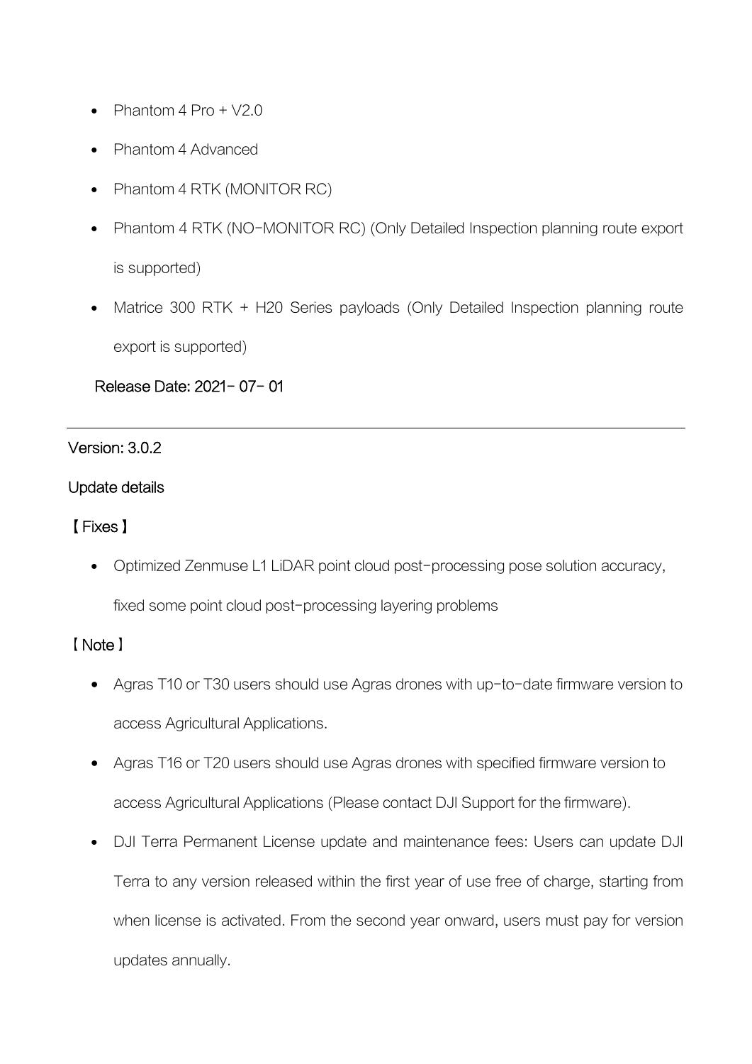- Phantom 4 Pro + V2.0
- Phantom 4 Advanced
- Phantom 4 RTK (MONITOR RC)
- Phantom 4 RTK (NO-MONITOR RC) (Only Detailed Inspection planning route export is supported)
- Matrice 300 RTK + H20 Series payloads (Only Detailed Inspection planning route export is supported)

Release Date: 2021- 07- 01

---

Version: 3.0.2

Update details

【Fixes】

- Optimized Zenmuse L1 LiDAR point cloud post-processing pose solution accuracy, fixed some point cloud post-processing layering problems

【Note】

- Agras T10 or T30 users should use Agras drones with up-to-date firmware version to access Agricultural Applications.
- Agras T16 or T20 users should use Agras drones with specified firmware version to access Agricultural Applications (Please contact DJI Support for the firmware).
- DJI Terra Permanent License update and maintenance fees: Users can update DJI Terra to any version released within the first year of use free of charge, starting from when license is activated. From the second year onward, users must pay for version updates annually.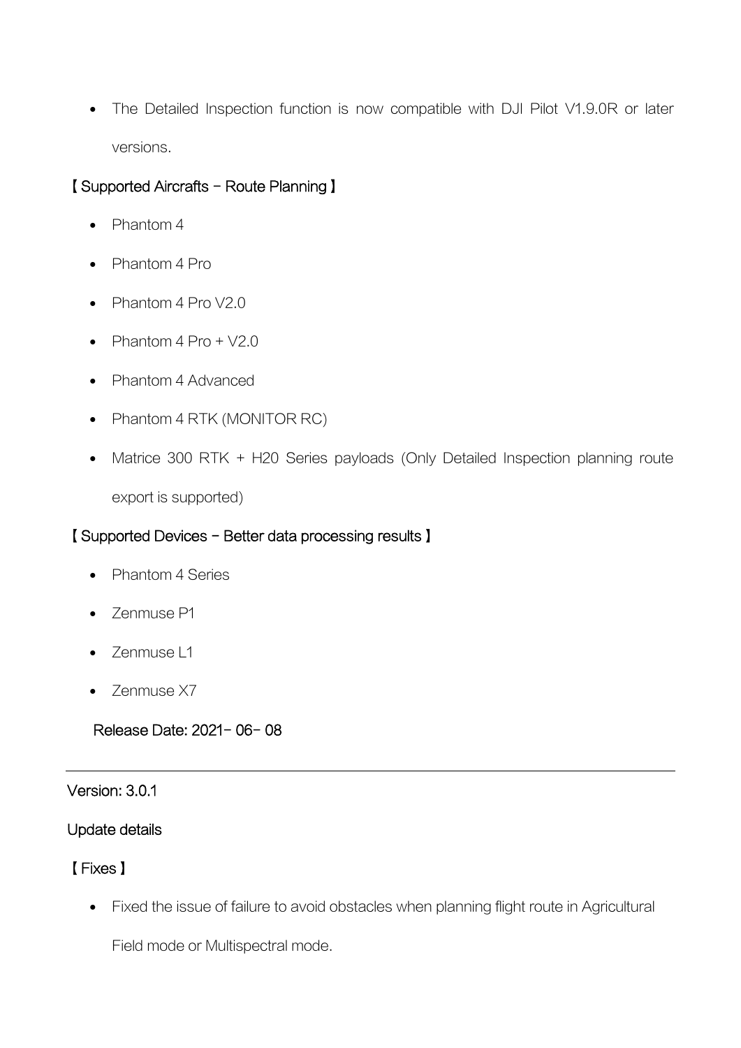- The Detailed Inspection function is now compatible with DJI Pilot V1.9.0R or later versions.

【Supported Aircrafts – Route Planning】

- Phantom 4
- Phantom 4 Pro
- Phantom 4 Pro V2.0
- Phantom 4 Pro + V2.0
- Phantom 4 Advanced
- Phantom 4 RTK (MONITOR RC)
- Matrice 300 RTK + H20 Series payloads (Only Detailed Inspection planning route export is supported)

【Supported Devices – Better data processing results】

- Phantom 4 Series
- Zenmuse P1
- Zenmuse L1
- Zenmuse X7

Release Date: 2021– 06– 08

---

Version: 3.0.1

Update details

【Fixes】

- Fixed the issue of failure to avoid obstacles when planning flight route in Agricultural Field mode or Multispectral mode.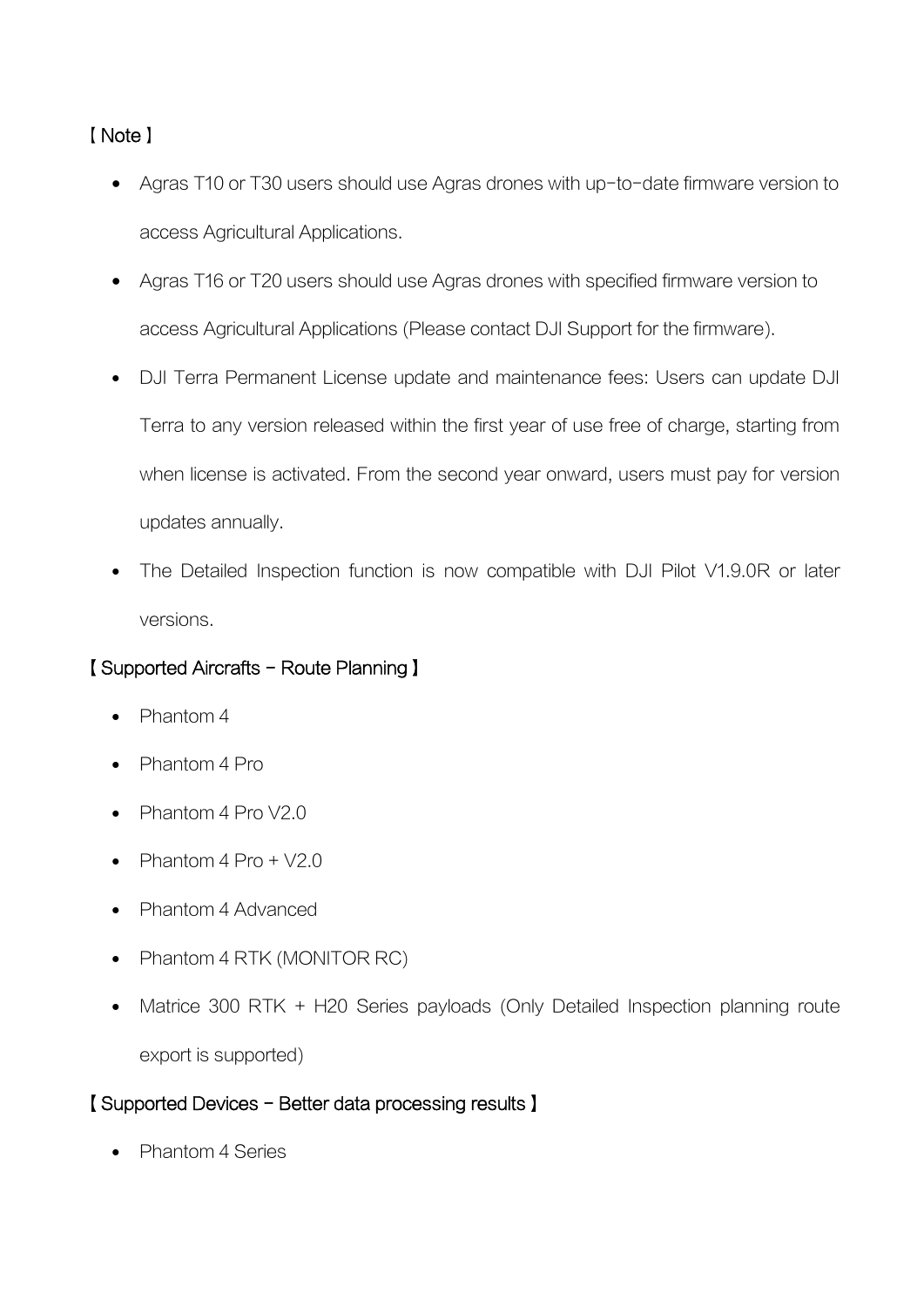【Note】

- Agras T10 or T30 users should use Agras drones with up-to-date firmware version to access Agricultural Applications.
- Agras T16 or T20 users should use Agras drones with specified firmware version to access Agricultural Applications (Please contact DJI Support for the firmware).
- DJI Terra Permanent License update and maintenance fees: Users can update DJI Terra to any version released within the first year of use free of charge, starting from when license is activated. From the second year onward, users must pay for version updates annually.
- The Detailed Inspection function is now compatible with DJI Pilot V1.9.0R or later versions.

【Supported Aircrafts – Route Planning】

- Phantom 4
- Phantom 4 Pro
- Phantom 4 Pro V2.0
- Phantom 4 Pro + V2.0
- Phantom 4 Advanced
- Phantom 4 RTK (MONITOR RC)
- Matrice 300 RTK + H20 Series payloads (Only Detailed Inspection planning route export is supported)

【Supported Devices – Better data processing results】

- Phantom 4 Series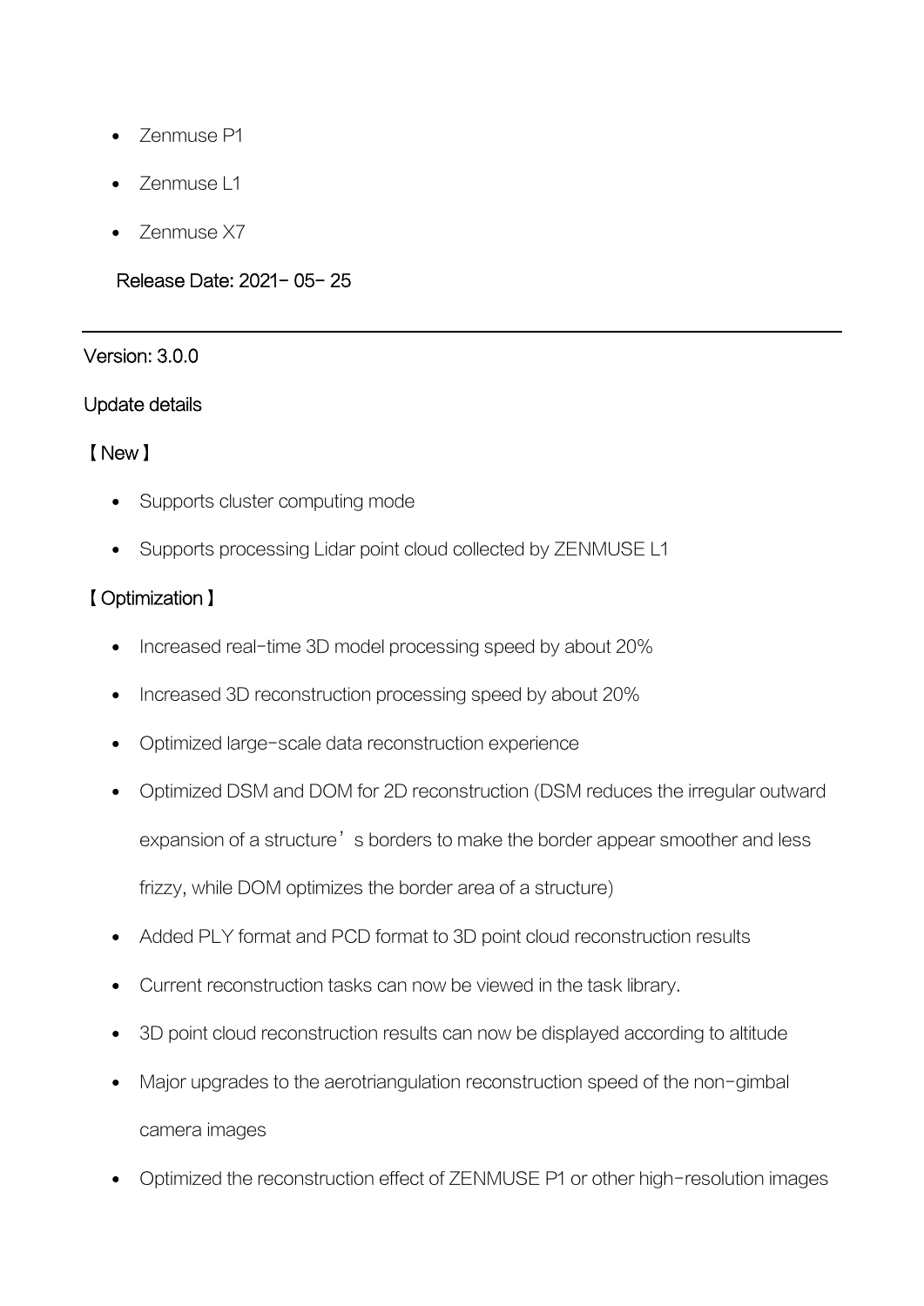- Zenmuse P1
- Zenmuse L1
- Zenmuse X7

Release Date: 2021- 05- 25

---

Version: 3.0.0

Update details

【New】

- Supports cluster computing mode
- Supports processing Lidar point cloud collected by ZENMUSE L1

【Optimization】

- Increased real-time 3D model processing speed by about 20%
- Increased 3D reconstruction processing speed by about 20%
- Optimized large-scale data reconstruction experience
- Optimized DSM and DOM for 2D reconstruction (DSM reduces the irregular outward expansion of a structure’s borders to make the border appear smoother and less frizzy, while DOM optimizes the border area of a structure)
- Added PLY format and PCD format to 3D point cloud reconstruction results
- Current reconstruction tasks can now be viewed in the task library.
- 3D point cloud reconstruction results can now be displayed according to altitude
- Major upgrades to the aerotriangulation reconstruction speed of the non-gimbal camera images
- Optimized the reconstruction effect of ZENMUSE P1 or other high-resolution images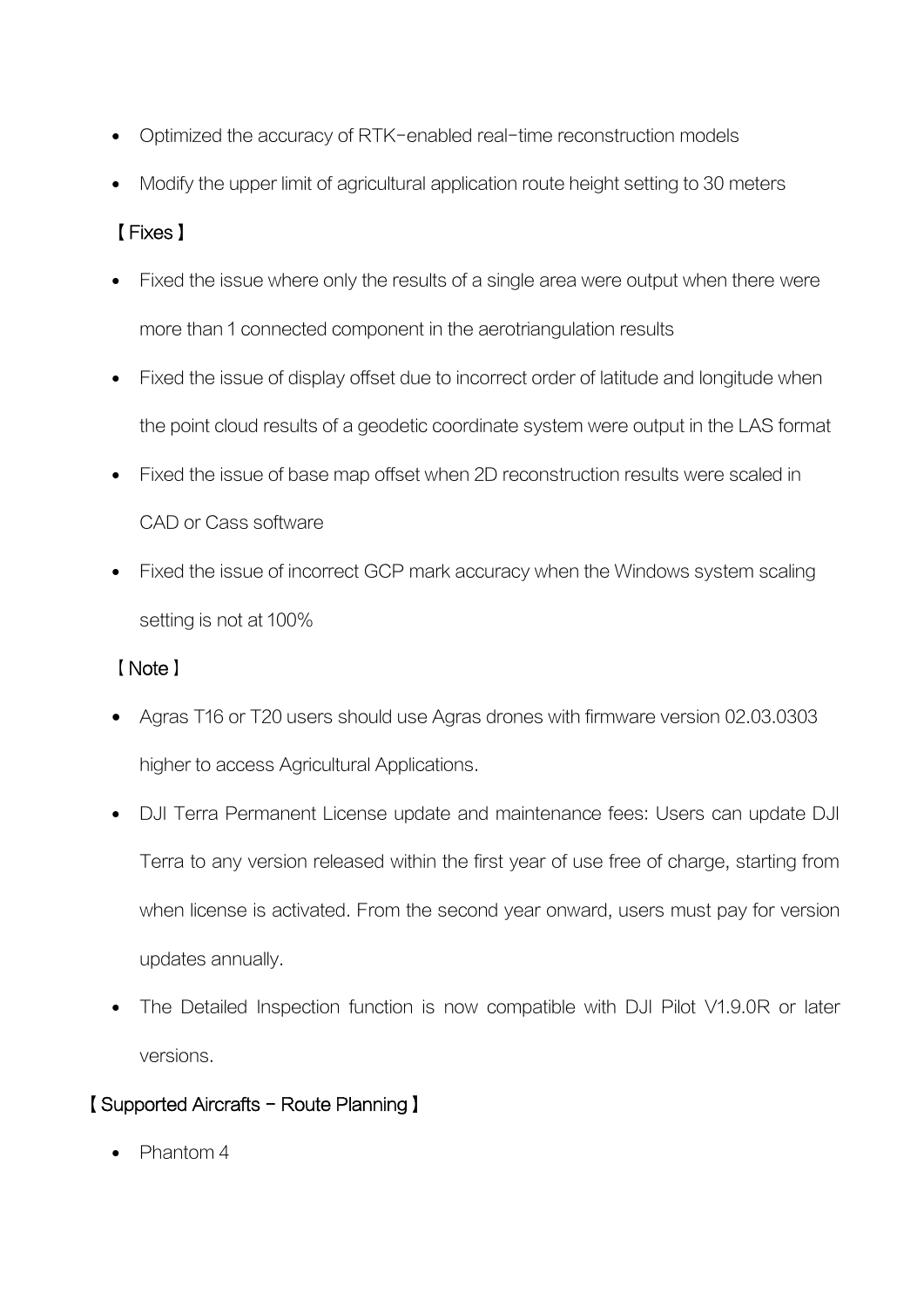- Optimized the accuracy of RTK-enabled real-time reconstruction models
- Modify the upper limit of agricultural application route height setting to 30 meters

【Fixes】

- Fixed the issue where only the results of a single area were output when there were more than 1 connected component in the aerotriangulation results
- Fixed the issue of display offset due to incorrect order of latitude and longitude when the point cloud results of a geodetic coordinate system were output in the LAS format
- Fixed the issue of base map offset when 2D reconstruction results were scaled in CAD or Cass software
- Fixed the issue of incorrect GCP mark accuracy when the Windows system scaling setting is not at 100%

【Note】

- Agras T16 or T20 users should use Agras drones with firmware version 02.03.0303 higher to access Agricultural Applications.
- DJI Terra Permanent License update and maintenance fees: Users can update DJI Terra to any version released within the first year of use free of charge, starting from when license is activated. From the second year onward, users must pay for version updates annually.
- The Detailed Inspection function is now compatible with DJI Pilot V1.9.0R or later versions.

【Supported Aircrafts - Route Planning】

- Phantom 4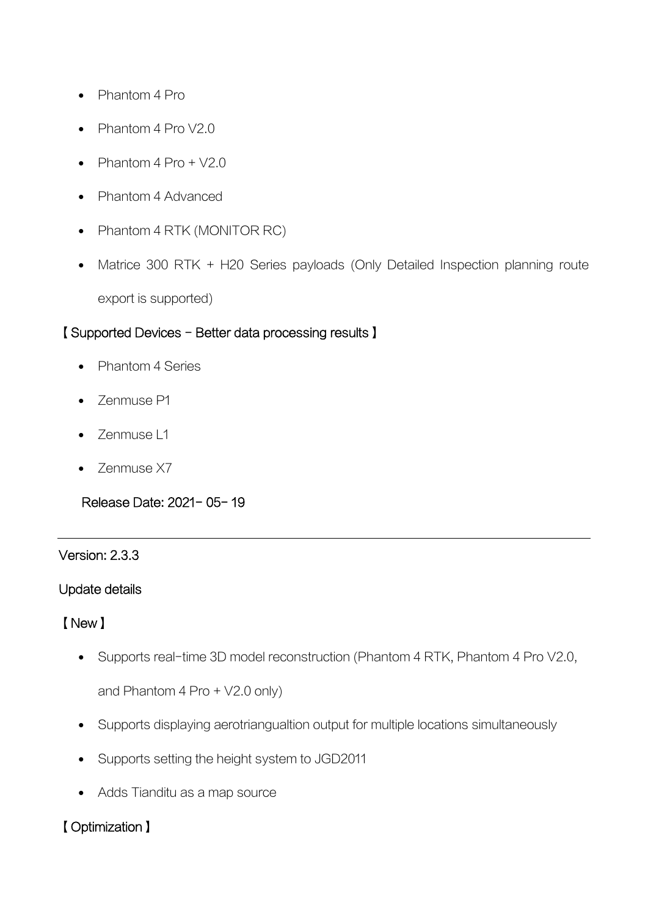- Phantom 4 Pro
- Phantom 4 Pro V2.0
- Phantom 4 Pro + V2.0
- Phantom 4 Advanced
- Phantom 4 RTK (MONITOR RC)
- Matrice 300 RTK + H20 Series payloads (Only Detailed Inspection planning route export is supported)

【Supported Devices - Better data processing results】

- Phantom 4 Series
- Zenmuse P1
- Zenmuse L1
- Zenmuse X7

Release Date: 2021-05-19

---

Version: 2.3.3

Update details

【New】

- Supports real-time 3D model reconstruction (Phantom 4 RTK, Phantom 4 Pro V2.0, and Phantom 4 Pro + V2.0 only)
- Supports displaying aerotriangualtion output for multiple locations simultaneously
- Supports setting the height system to JGD2011
- Adds Tianditu as a map source

【Optimization】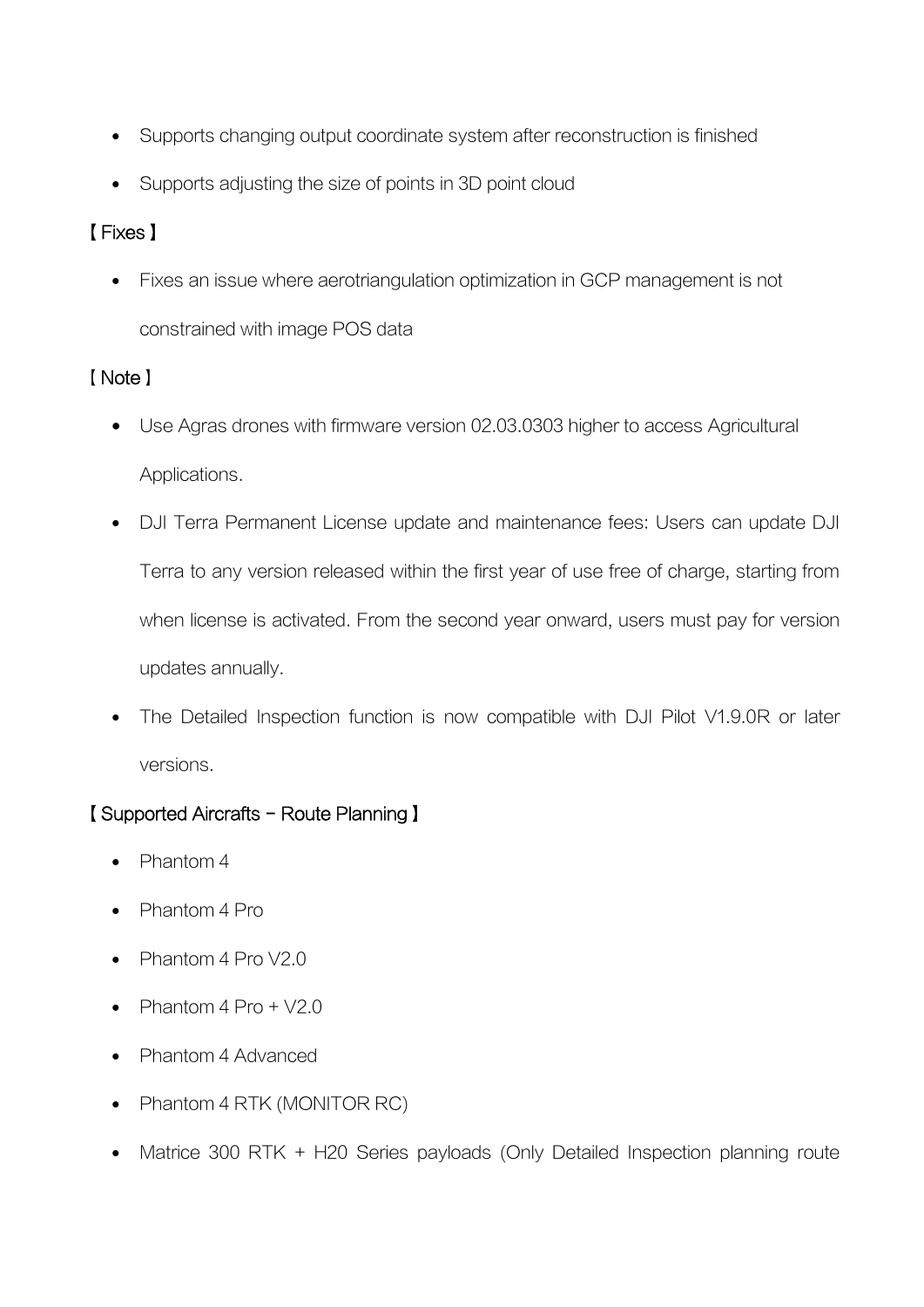- Supports changing output coordinate system after reconstruction is finished
- Supports adjusting the size of points in 3D point cloud

【 Fixes 】

- Fixes an issue where aerotriangulation optimization in GCP management is not constrained with image POS data

【 Note 】

- Use Agras drones with firmware version 02.03.0303 higher to access Agricultural Applications.
- DJI Terra Permanent License update and maintenance fees: Users can update DJI Terra to any version released within the first year of use free of charge, starting from when license is activated. From the second year onward, users must pay for version updates annually.
- The Detailed Inspection function is now compatible with DJI Pilot V1.9.0R or later versions.

【 Supported Aircrafts – Route Planning 】

- Phantom 4
- Phantom 4 Pro
- Phantom 4 Pro V2.0
- Phantom 4 Pro + V2.0
- Phantom 4 Advanced
- Phantom 4 RTK (MONITOR RC)
- Matrice 300 RTK + H20 Series payloads (Only Detailed Inspection planning route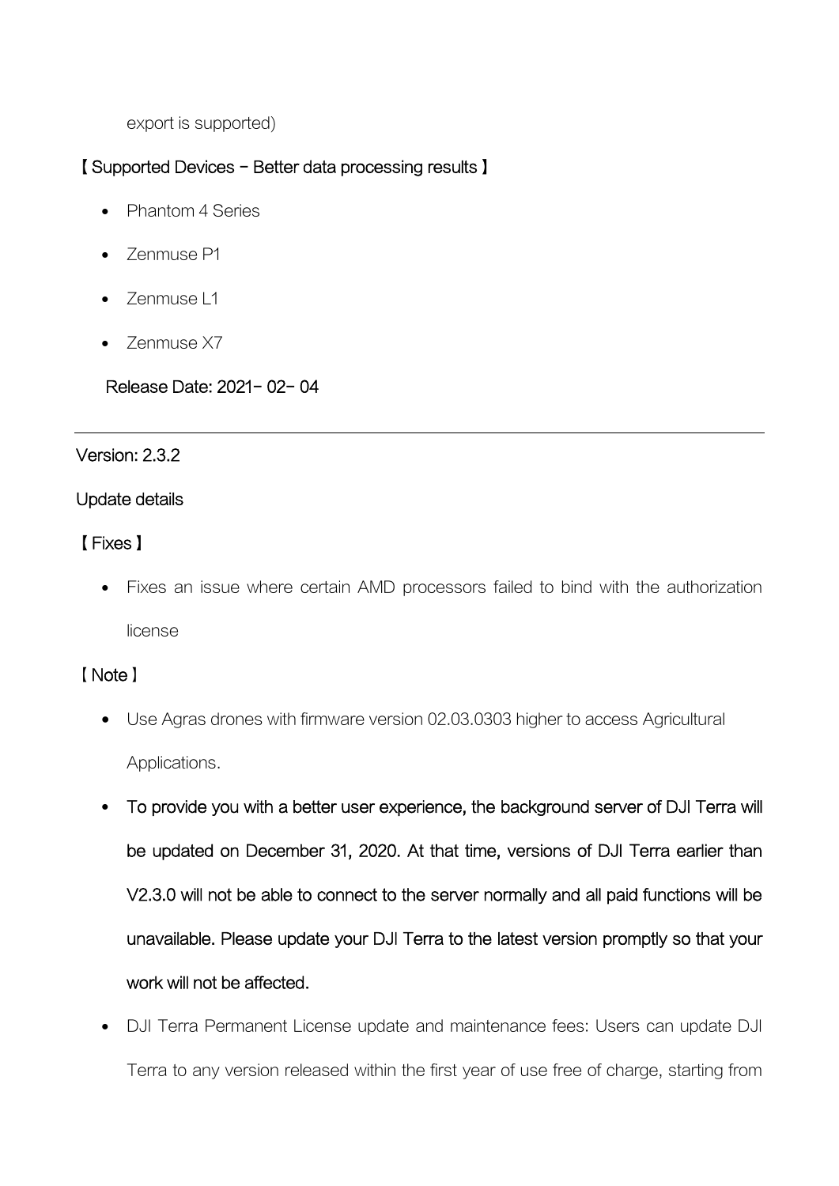export is supported)

【 Supported Devices – Better data processing results 】

- Phantom 4 Series
- Zenmuse P1
- Zenmuse L1
- Zenmuse X7

Release Date: 2021- 02- 04

---

Version: 2.3.2

Update details

【 Fixes 】

- Fixes an issue where certain AMD processors failed to bind with the authorization license

【 Note 】

- Use Agras drones with firmware version 02.03.0303 higher to access Agricultural Applications.
- To provide you with a better user experience, the background server of DJI Terra will be updated on December 31, 2020. At that time, versions of DJI Terra earlier than V2.3.0 will not be able to connect to the server normally and all paid functions will be unavailable. Please update your DJI Terra to the latest version promptly so that your work will not be affected.
- DJI Terra Permanent License update and maintenance fees: Users can update DJI Terra to any version released within the first year of use free of charge, starting from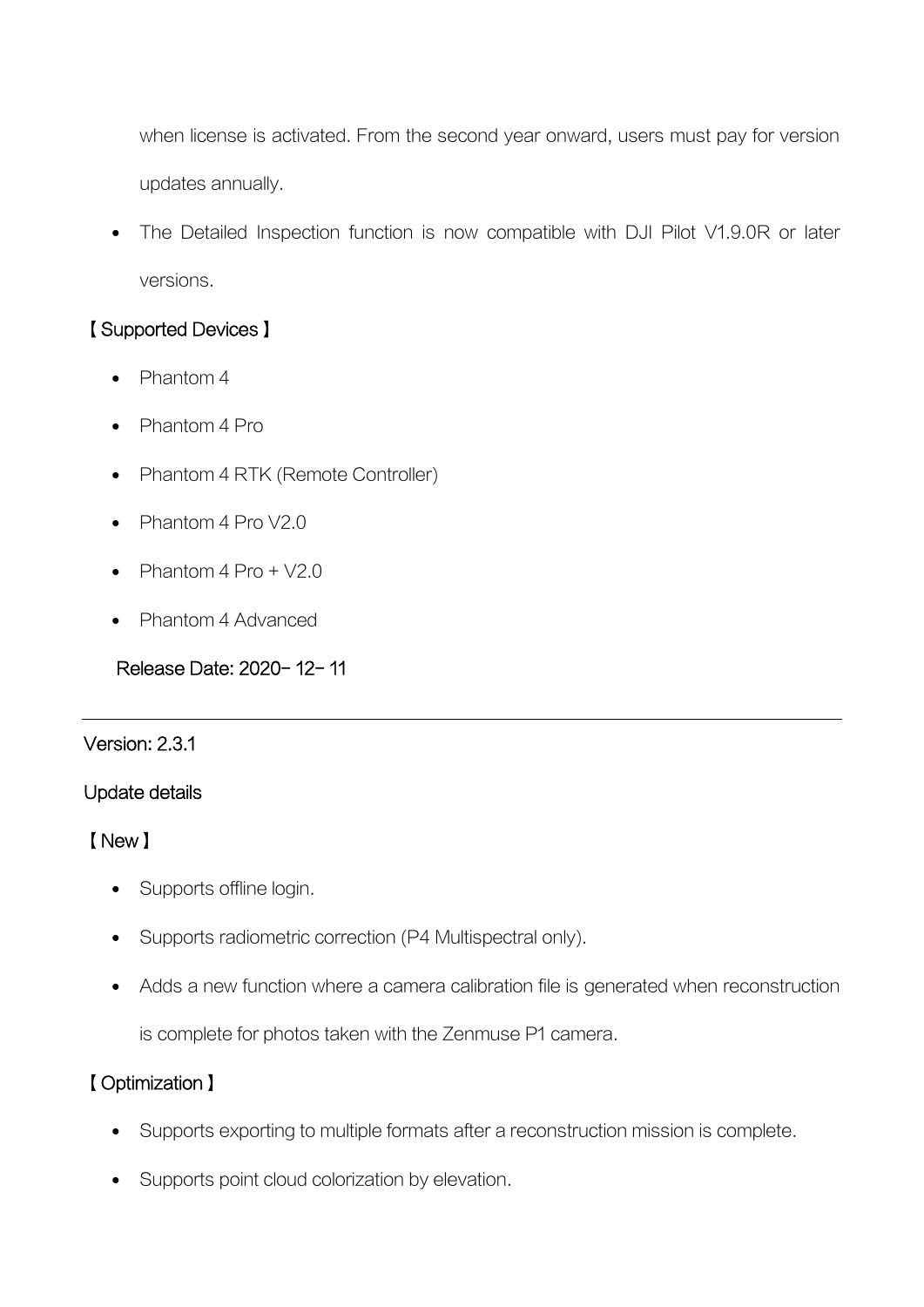when license is activated. From the second year onward, users must pay for version updates annually.

- The Detailed Inspection function is now compatible with DJI Pilot V1.9.0R or later versions.

【Supported Devices】

- Phantom 4
- Phantom 4 Pro
- Phantom 4 RTK (Remote Controller)
- Phantom 4 Pro V2.0
- Phantom 4 Pro + V2.0
- Phantom 4 Advanced

Release Date: 2020-12-11

---

Version: 2.3.1

Update details

【New】

- Supports offline login.
- Supports radiometric correction (P4 Multispectral only).
- Adds a new function where a camera calibration file is generated when reconstruction is complete for photos taken with the Zenmuse P1 camera.

【Optimization】

- Supports exporting to multiple formats after a reconstruction mission is complete.
- Supports point cloud colorization by elevation.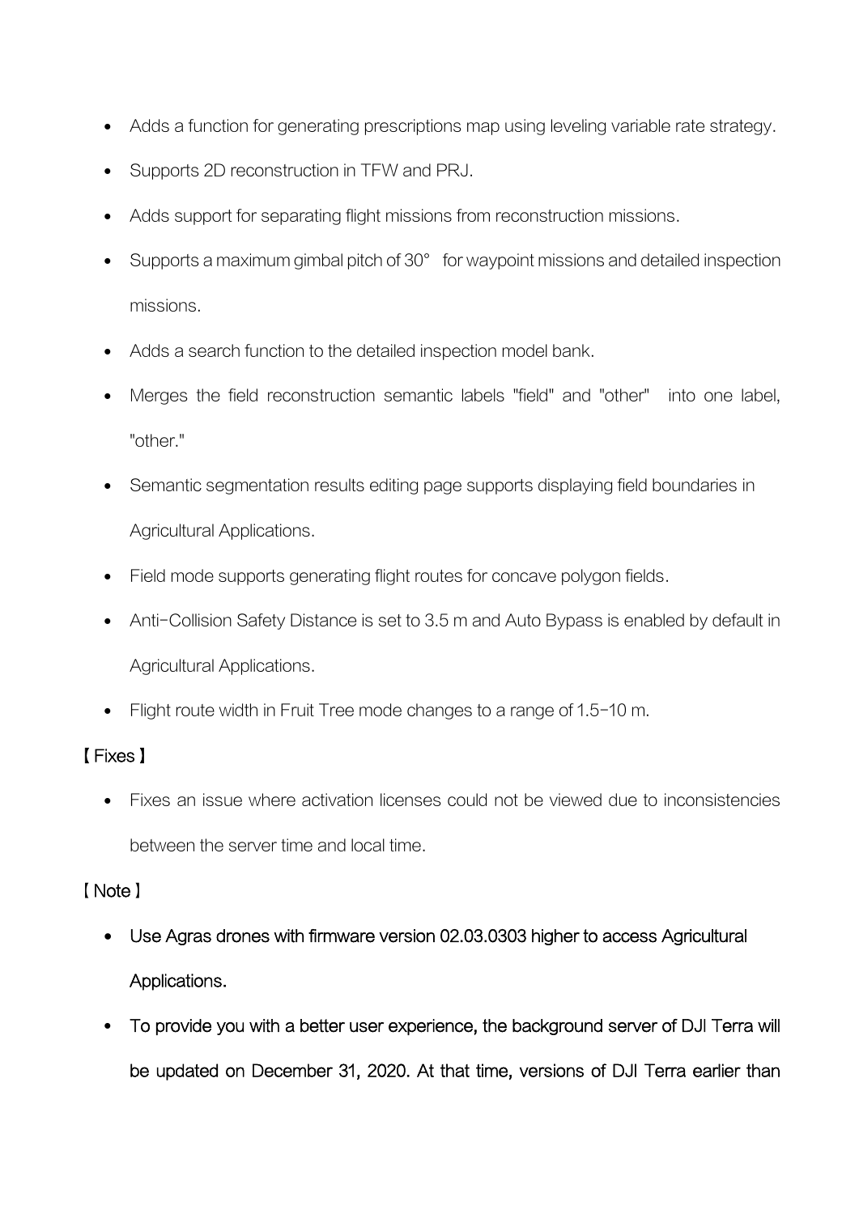- Adds a function for generating prescriptions map using leveling variable rate strategy.
- Supports 2D reconstruction in TFW and PRJ.
- Adds support for separating flight missions from reconstruction missions.
- Supports a maximum gimbal pitch of 30° for waypoint missions and detailed inspection missions.
- Adds a search function to the detailed inspection model bank.
- Merges the field reconstruction semantic labels "field" and "other" into one label, "other."
- Semantic segmentation results editing page supports displaying field boundaries in Agricultural Applications.
- Field mode supports generating flight routes for concave polygon fields.
- Anti-Collision Safety Distance is set to 3.5 m and Auto Bypass is enabled by default in Agricultural Applications.
- Flight route width in Fruit Tree mode changes to a range of 1.5-10 m.

【Fixes】

- Fixes an issue where activation licenses could not be viewed due to inconsistencies between the server time and local time.

【Note】

- Use Agras drones with firmware version 02.03.0303 higher to access Agricultural Applications.
- To provide you with a better user experience, the background server of DJI Terra will be updated on December 31, 2020. At that time, versions of DJI Terra earlier than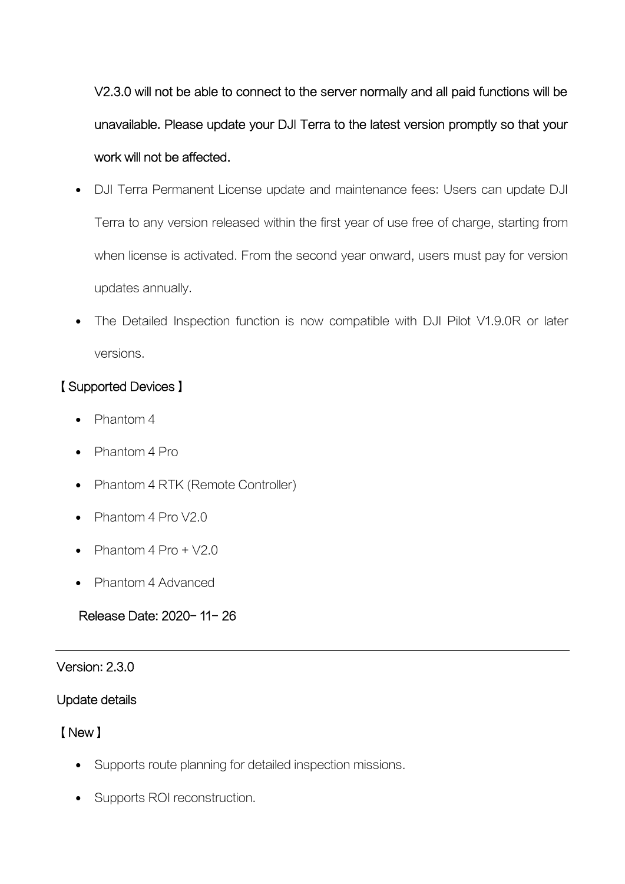V2.3.0 will not be able to connect to the server normally and all paid functions will be unavailable. Please update your DJI Terra to the latest version promptly so that your work will not be affected.

- DJI Terra Permanent License update and maintenance fees: Users can update DJI Terra to any version released within the first year of use free of charge, starting from when license is activated. From the second year onward, users must pay for version updates annually.
- The Detailed Inspection function is now compatible with DJI Pilot V1.9.0R or later versions.

【Supported Devices】

- Phantom 4
- Phantom 4 Pro
- Phantom 4 RTK (Remote Controller)
- Phantom 4 Pro V2.0
- Phantom 4 Pro + V2.0
- Phantom 4 Advanced

Release Date: 2020-11-26

---

Version: 2.3.0

Update details

【New】

- Supports route planning for detailed inspection missions.
- Supports ROI reconstruction.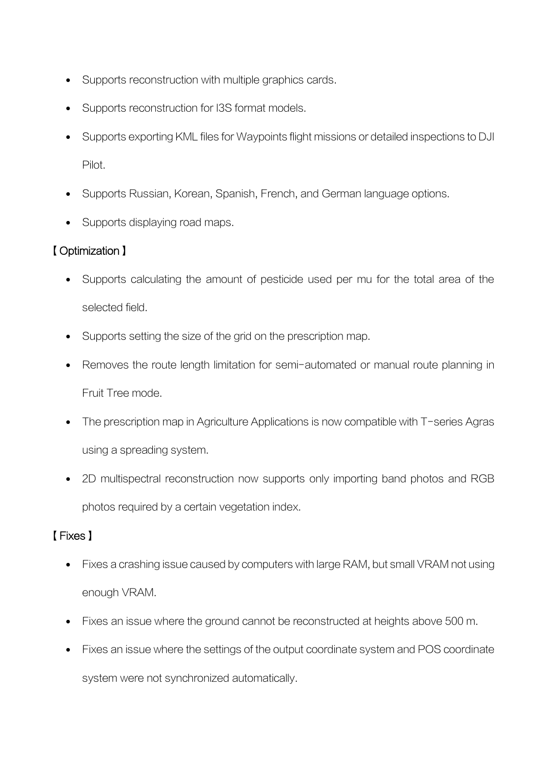- Supports reconstruction with multiple graphics cards.
- Supports reconstruction for I3S format models.
- Supports exporting KML files for Waypoints flight missions or detailed inspections to DJI Pilot.
- Supports Russian, Korean, Spanish, French, and German language options.
- Supports displaying road maps.

【Optimization】

- Supports calculating the amount of pesticide used per mu for the total area of the selected field.
- Supports setting the size of the grid on the prescription map.
- Removes the route length limitation for semi-automated or manual route planning in Fruit Tree mode.
- The prescription map in Agriculture Applications is now compatible with T-series Agras using a spreading system.
- 2D multispectral reconstruction now supports only importing band photos and RGB photos required by a certain vegetation index.

【Fixes】

- Fixes a crashing issue caused by computers with large RAM, but small VRAM not using enough VRAM.
- Fixes an issue where the ground cannot be reconstructed at heights above 500 m.
- Fixes an issue where the settings of the output coordinate system and POS coordinate system were not synchronized automatically.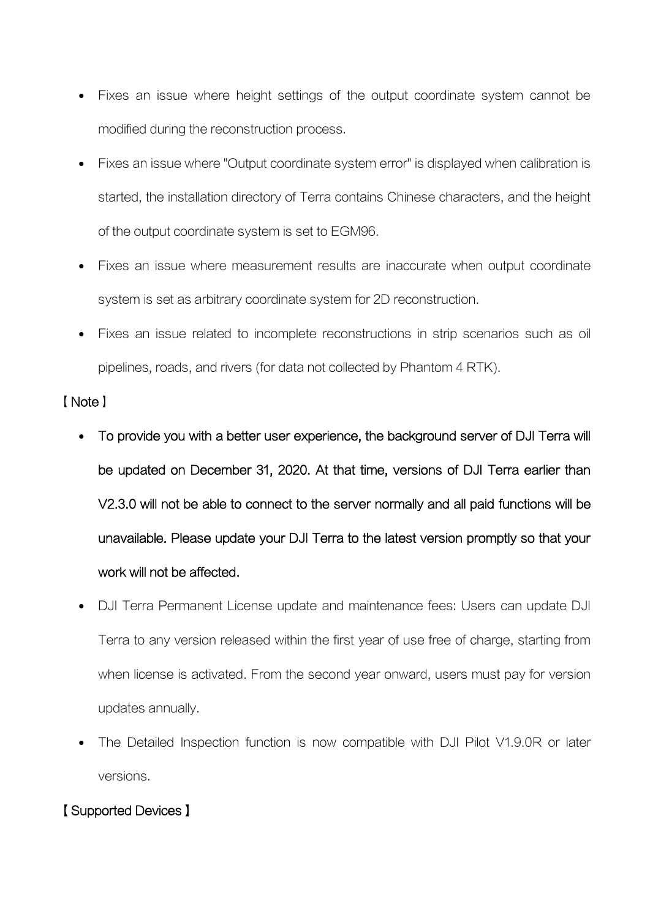- Fixes an issue where height settings of the output coordinate system cannot be modified during the reconstruction process.
- Fixes an issue where "Output coordinate system error" is displayed when calibration is started, the installation directory of Terra contains Chinese characters, and the height of the output coordinate system is set to EGM96.
- Fixes an issue where measurement results are inaccurate when output coordinate system is set as arbitrary coordinate system for 2D reconstruction.
- Fixes an issue related to incomplete reconstructions in strip scenarios such as oil pipelines, roads, and rivers (for data not collected by Phantom 4 RTK).

【 Note 】

- **To provide you with a better user experience, the background server of DJI Terra will be updated on December 31, 2020. At that time, versions of DJI Terra earlier than V2.3.0 will not be able to connect to the server normally and all paid functions will be unavailable. Please update your DJI Terra to the latest version promptly so that your work will not be affected.**
- DJI Terra Permanent License update and maintenance fees: Users can update DJI Terra to any version released within the first year of use free of charge, starting from when license is activated. From the second year onward, users must pay for version updates annually.
- The Detailed Inspection function is now compatible with DJI Pilot V1.9.0R or later versions.

【 Supported Devices 】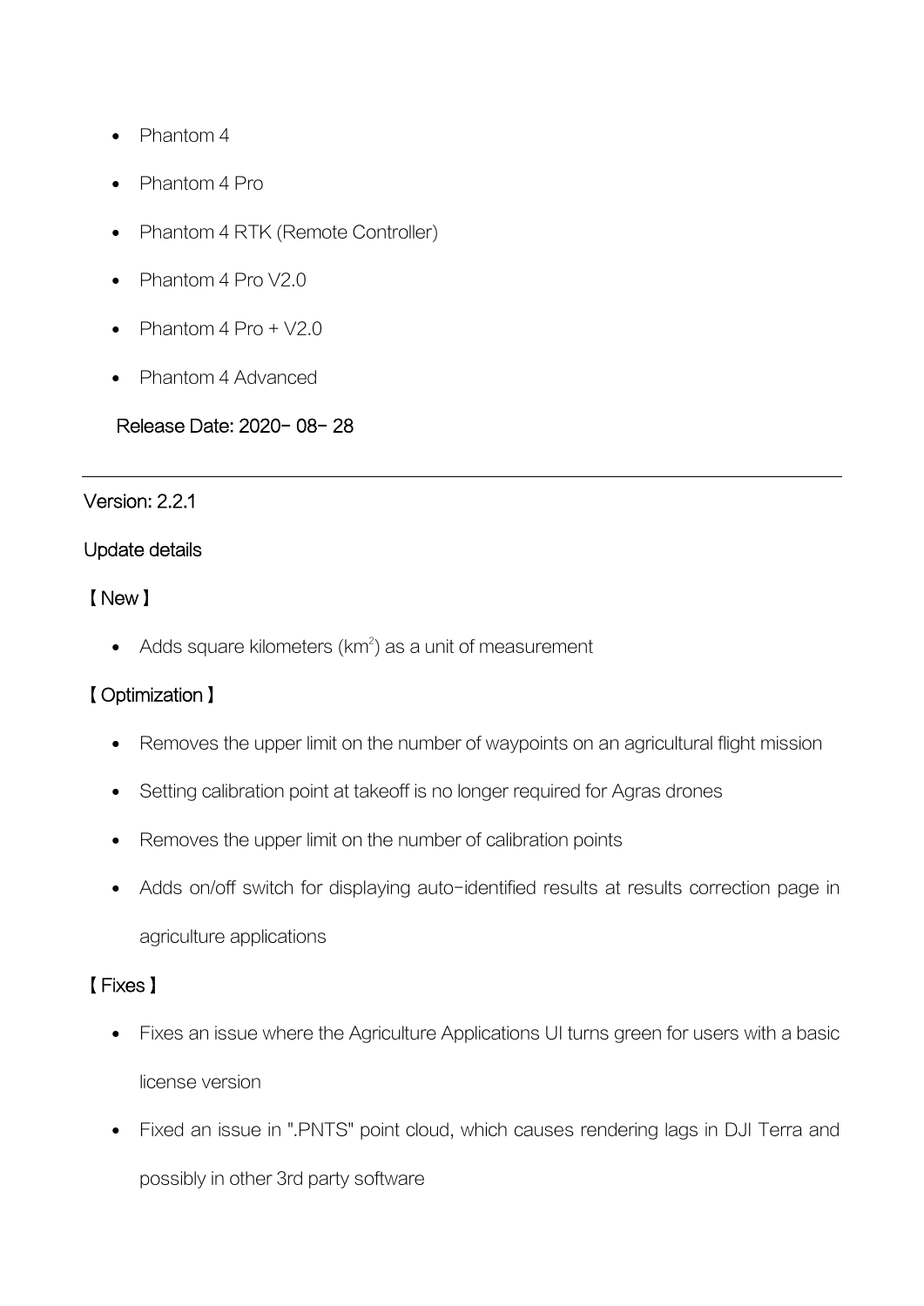- Phantom 4
- Phantom 4 Pro
- Phantom 4 RTK (Remote Controller)
- Phantom 4 Pro V2.0
- Phantom 4 Pro + V2.0
- Phantom 4 Advanced

Release Date: 2020-08-28

---

Version: 2.2.1

Update details

【New】

- Adds square kilometers ($km^2$) as a unit of measurement

【Optimization】

- Removes the upper limit on the number of waypoints on an agricultural flight mission
- Setting calibration point at takeoff is no longer required for Agras drones
- Removes the upper limit on the number of calibration points
- Adds on/off switch for displaying auto-identified results at results correction page in agriculture applications

【Fixes】

- Fixes an issue where the Agriculture Applications UI turns green for users with a basic license version
- Fixed an issue in ".PNTS" point cloud, which causes rendering lags in DJI Terra and possibly in other 3rd party software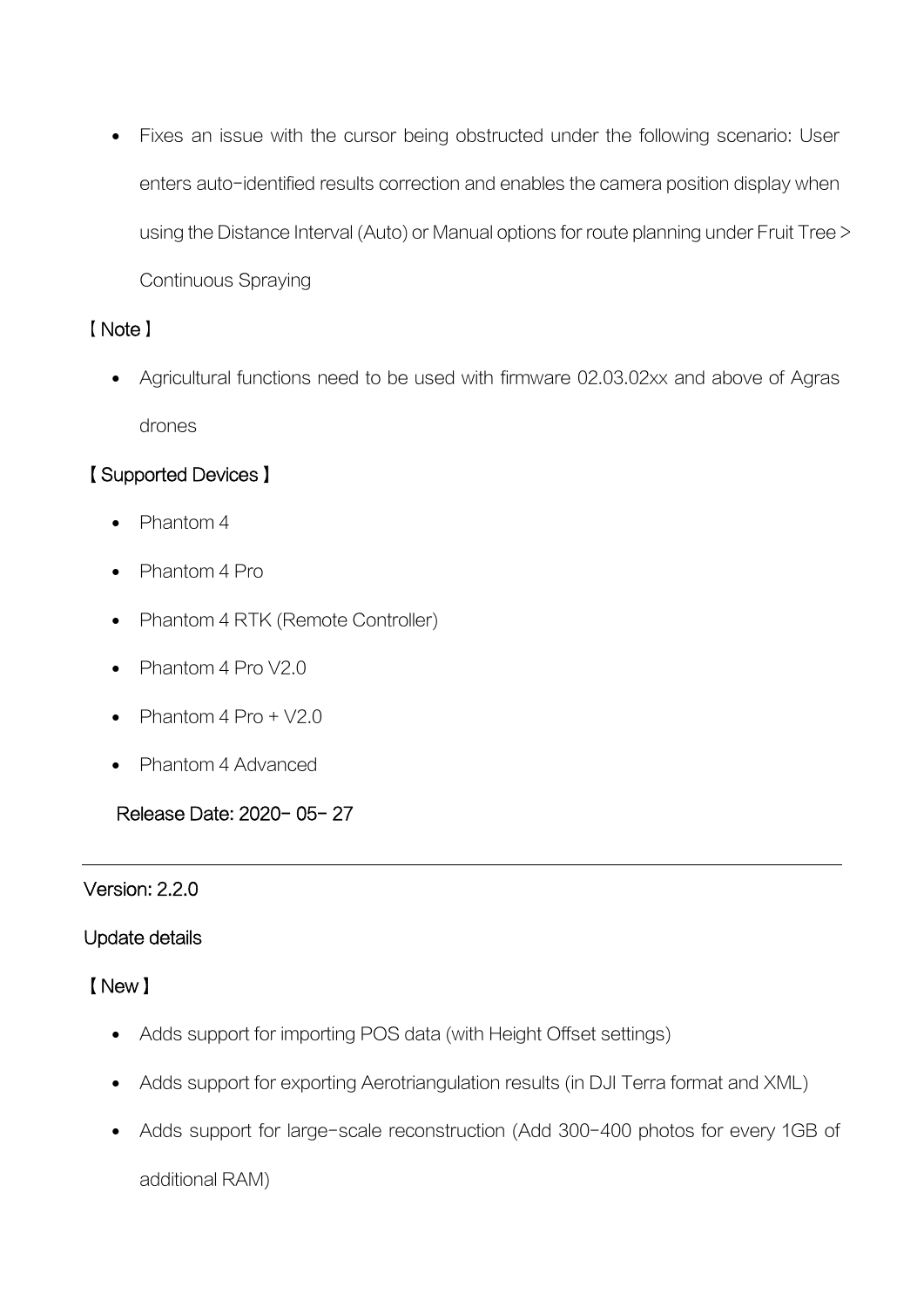- Fixes an issue with the cursor being obstructed under the following scenario: User enters auto-identified results correction and enables the camera position display when using the Distance Interval (Auto) or Manual options for route planning under Fruit Tree > Continuous Spraying

【Note】

- Agricultural functions need to be used with firmware 02.03.02xx and above of Agras drones

【Supported Devices】

- Phantom 4
- Phantom 4 Pro
- Phantom 4 RTK (Remote Controller)
- Phantom 4 Pro V2.0
- Phantom 4 Pro + V2.0
- Phantom 4 Advanced

Release Date: 2020-05-27

---

Version: 2.2.0

Update details

【New】

- Adds support for importing POS data (with Height Offset settings)
- Adds support for exporting Aerotriangulation results (in DJI Terra format and XML)
- Adds support for large-scale reconstruction (Add 300-400 photos for every 1GB of additional RAM)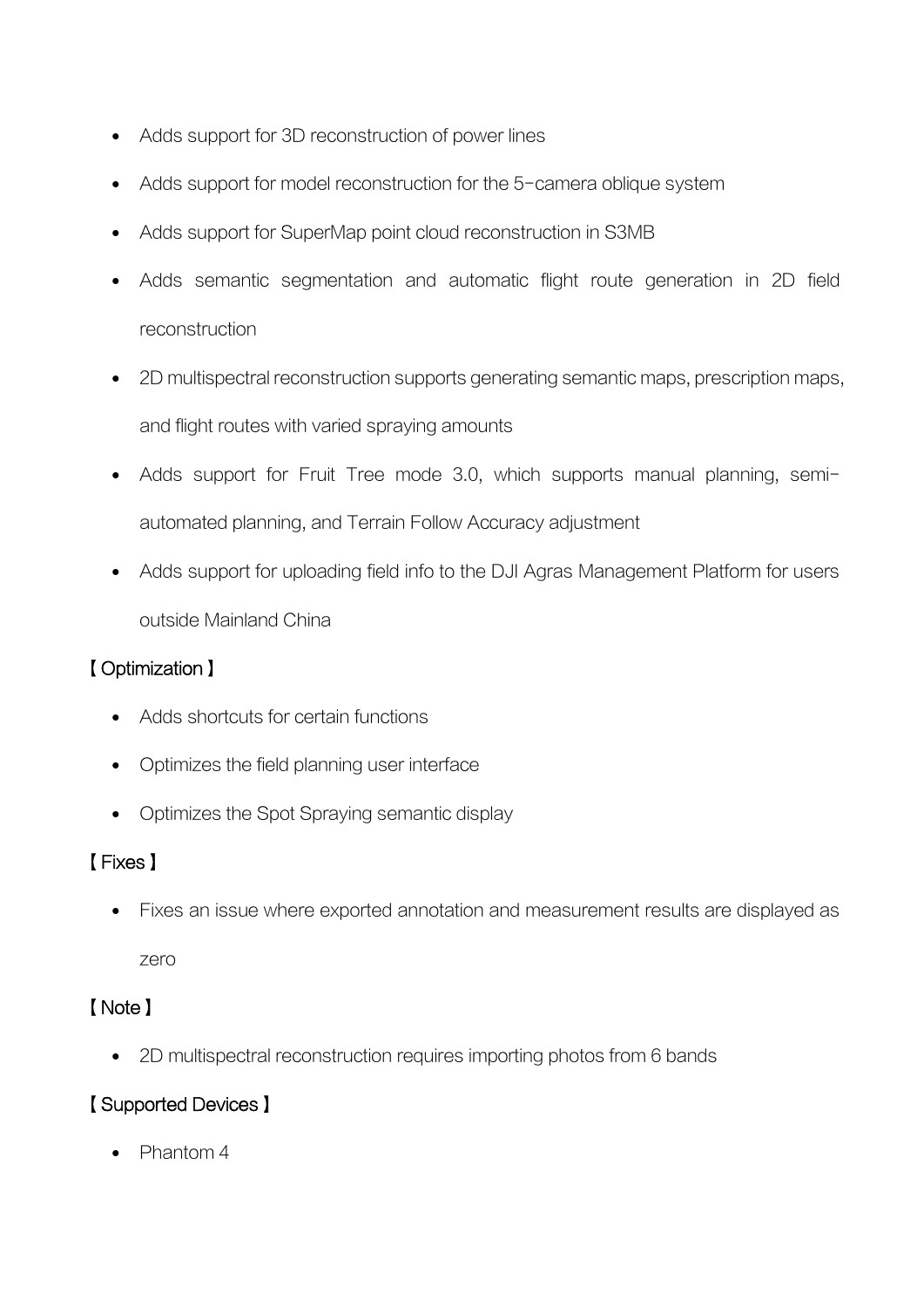- Adds support for 3D reconstruction of power lines
- Adds support for model reconstruction for the 5-camera oblique system
- Adds support for SuperMap point cloud reconstruction in S3MB
- Adds semantic segmentation and automatic flight route generation in 2D field reconstruction
- 2D multispectral reconstruction supports generating semantic maps, prescription maps, and flight routes with varied spraying amounts
- Adds support for Fruit Tree mode 3.0, which supports manual planning, semi-automated planning, and Terrain Follow Accuracy adjustment
- Adds support for uploading field info to the DJI Agras Management Platform for users outside Mainland China

【Optimization】

- Adds shortcuts for certain functions
- Optimizes the field planning user interface
- Optimizes the Spot Spraying semantic display

【Fixes】

- Fixes an issue where exported annotation and measurement results are displayed as zero

【Note】

- 2D multispectral reconstruction requires importing photos from 6 bands

【Supported Devices】

- Phantom 4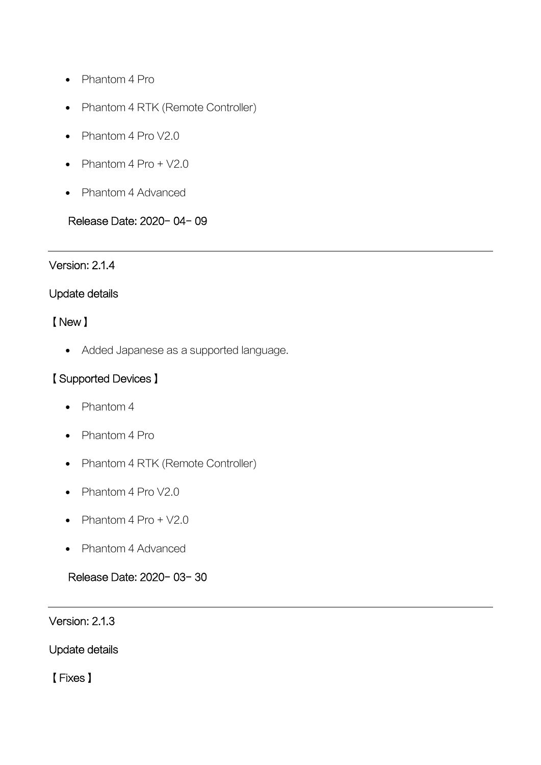- Phantom 4 Pro
- Phantom 4 RTK (Remote Controller)
- Phantom 4 Pro V2.0
- Phantom 4 Pro + V2.0
- Phantom 4 Advanced

Release Date: 2020- 04- 09

---

Version: 2.1.4

Update details

【New】

- Added Japanese as a supported language.

【Supported Devices】

- Phantom 4
- Phantom 4 Pro
- Phantom 4 RTK (Remote Controller)
- Phantom 4 Pro V2.0
- Phantom 4 Pro + V2.0
- Phantom 4 Advanced

Release Date: 2020- 03- 30

---

Version: 2.1.3

Update details

【Fixes】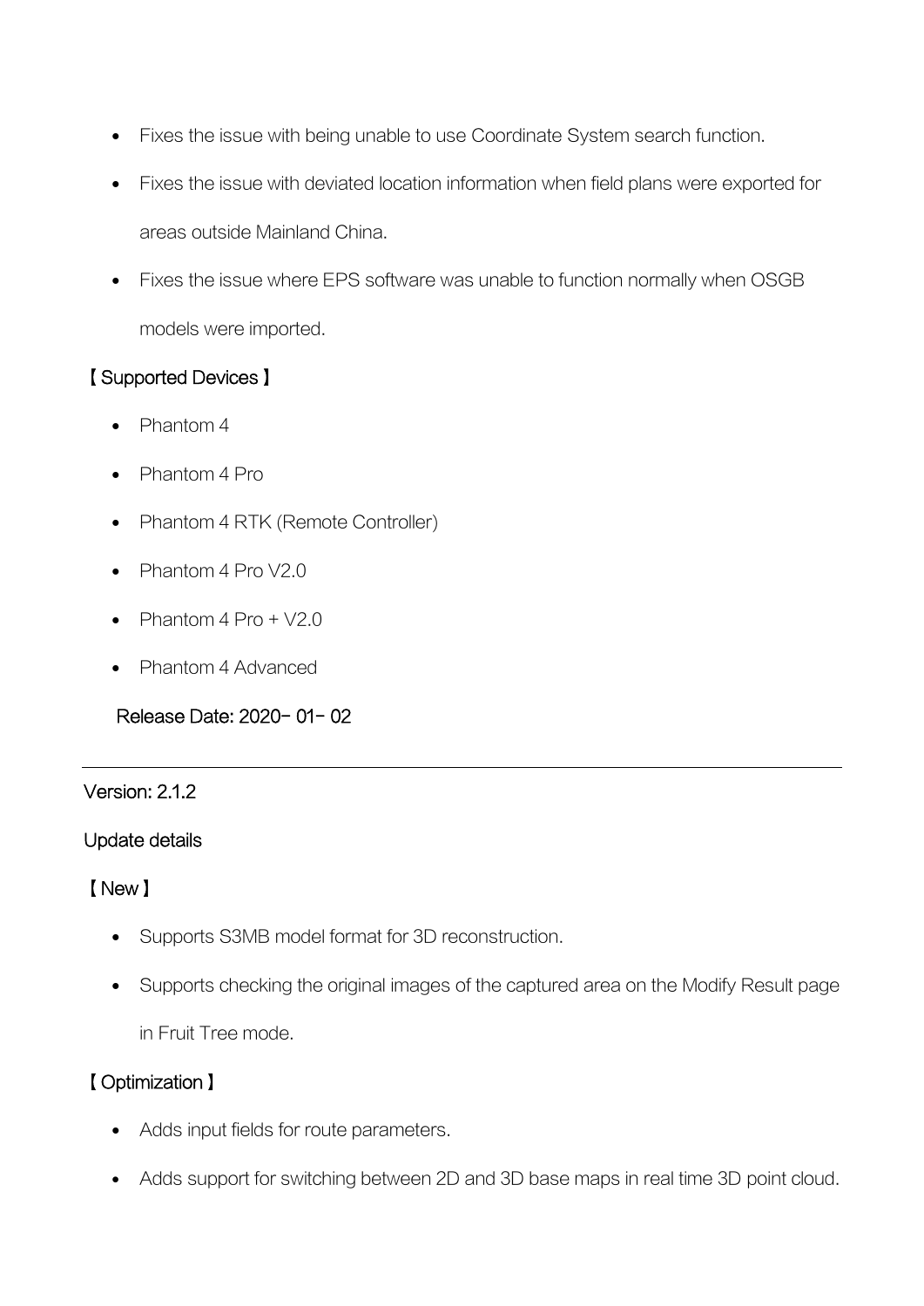- Fixes the issue with being unable to use Coordinate System search function.
- Fixes the issue with deviated location information when field plans were exported for areas outside Mainland China.
- Fixes the issue where EPS software was unable to function normally when OSGB models were imported.

【Supported Devices】

- Phantom 4
- Phantom 4 Pro
- Phantom 4 RTK (Remote Controller)
- Phantom 4 Pro V2.0
- Phantom 4 Pro + V2.0
- Phantom 4 Advanced

Release Date: 2020-01-02

---

Version: 2.1.2

Update details

【New】

- Supports S3MB model format for 3D reconstruction.
- Supports checking the original images of the captured area on the Modify Result page in Fruit Tree mode.

【Optimization】

- Adds input fields for route parameters.
- Adds support for switching between 2D and 3D base maps in real time 3D point cloud.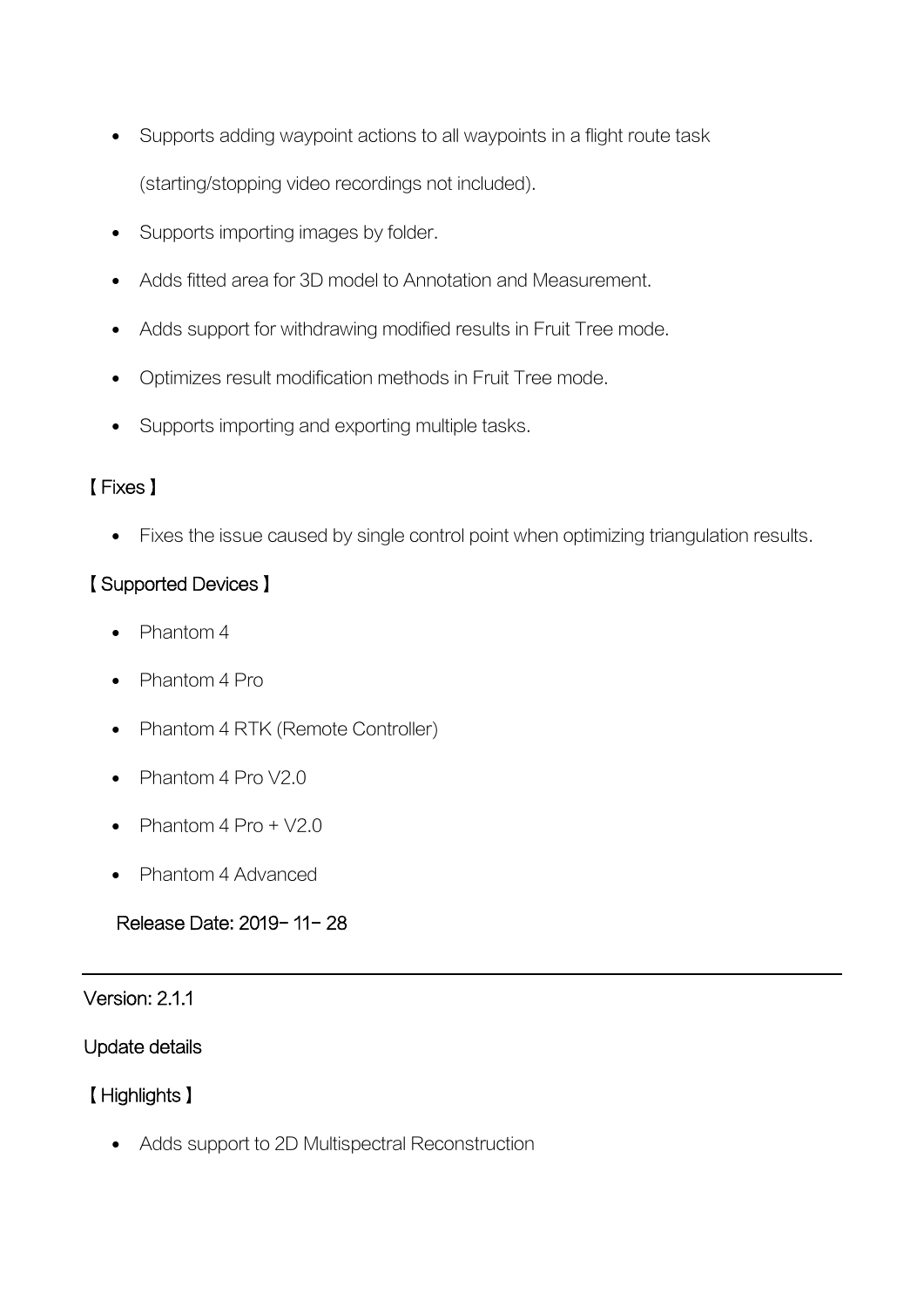- Supports adding waypoint actions to all waypoints in a flight route task (starting/stopping video recordings not included).
- Supports importing images by folder.
- Adds fitted area for 3D model to Annotation and Measurement.
- Adds support for withdrawing modified results in Fruit Tree mode.
- Optimizes result modification methods in Fruit Tree mode.
- Supports importing and exporting multiple tasks.

【Fixes】

- Fixes the issue caused by single control point when optimizing triangulation results.

【Supported Devices】

- Phantom 4
- Phantom 4 Pro
- Phantom 4 RTK (Remote Controller)
- Phantom 4 Pro V2.0
- Phantom 4 Pro + V2.0
- Phantom 4 Advanced

Release Date: 2019-11-28

---

Version: 2.1.1

Update details

【Highlights】

- Adds support to 2D Multispectral Reconstruction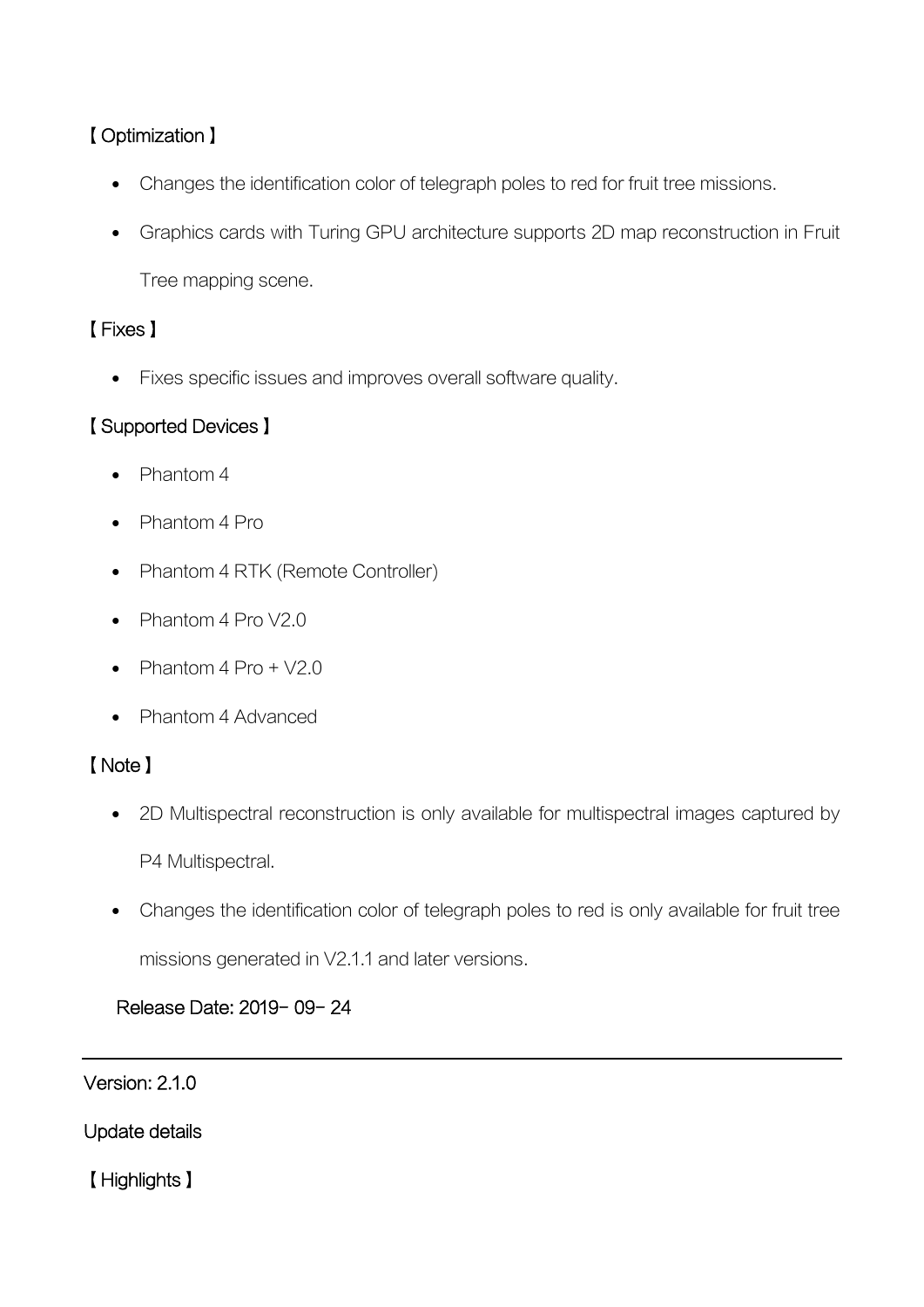【Optimization】

- Changes the identification color of telegraph poles to red for fruit tree missions.
- Graphics cards with Turing GPU architecture supports 2D map reconstruction in Fruit Tree mapping scene.

【Fixes】

- Fixes specific issues and improves overall software quality.

【Supported Devices】

- Phantom 4
- Phantom 4 Pro
- Phantom 4 RTK (Remote Controller)
- Phantom 4 Pro V2.0
- Phantom 4 Pro + V2.0
- Phantom 4 Advanced

【Note】

- 2D Multispectral reconstruction is only available for multispectral images captured by P4 Multispectral.
- Changes the identification color of telegraph poles to red is only available for fruit tree missions generated in V2.1.1 and later versions.

Release Date: 2019-09-24

---

Version: 2.1.0

Update details

【Highlights】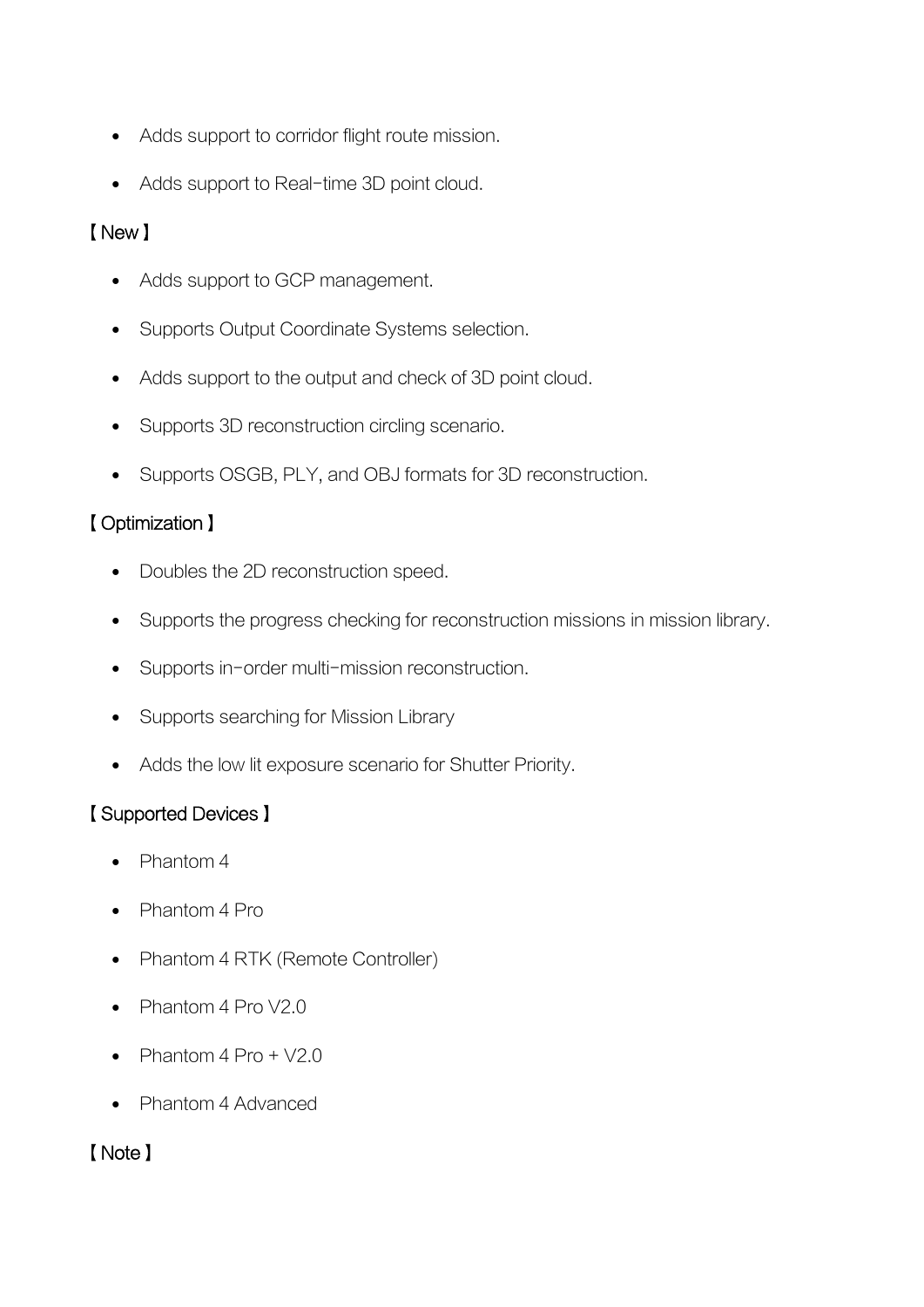- Adds support to corridor flight route mission.
- Adds support to Real-time 3D point cloud.

【New】

- Adds support to GCP management.
- Supports Output Coordinate Systems selection.
- Adds support to the output and check of 3D point cloud.
- Supports 3D reconstruction circling scenario.
- Supports OSGB, PLY, and OBJ formats for 3D reconstruction.

【Optimization】

- Doubles the 2D reconstruction speed.
- Supports the progress checking for reconstruction missions in mission library.
- Supports in-order multi-mission reconstruction.
- Supports searching for Mission Library
- Adds the low lit exposure scenario for Shutter Priority.

【Supported Devices】

- Phantom 4
- Phantom 4 Pro
- Phantom 4 RTK (Remote Controller)
- Phantom 4 Pro V2.0
- Phantom 4 Pro + V2.0
- Phantom 4 Advanced

【Note】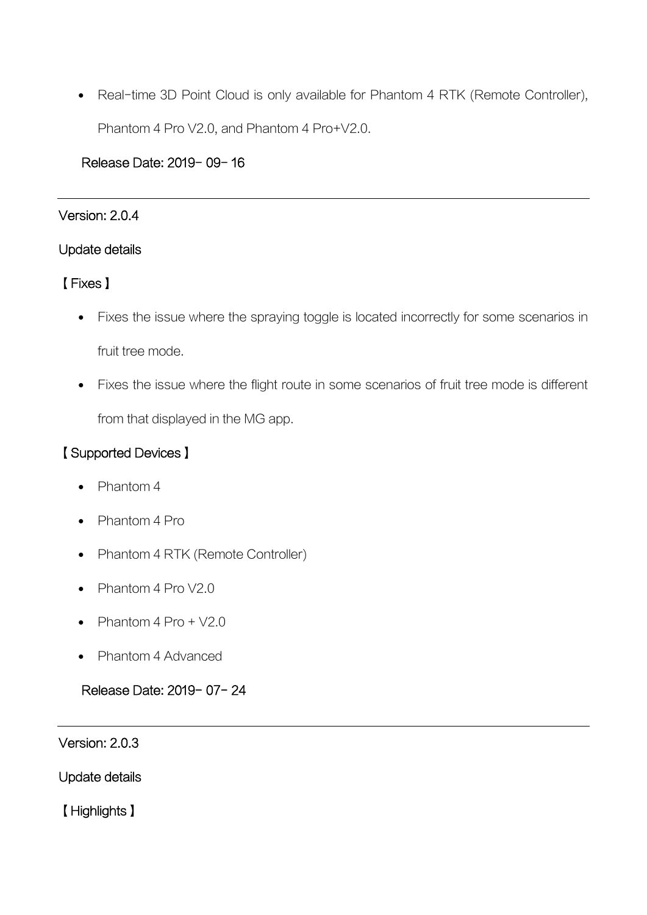- Real-time 3D Point Cloud is only available for Phantom 4 RTK (Remote Controller), Phantom 4 Pro V2.0, and Phantom 4 Pro+V2.0.

Release Date: 2019- 09- 16

---

Version: 2.0.4

Update details

【Fixes】

- Fixes the issue where the spraying toggle is located incorrectly for some scenarios in fruit tree mode.
- Fixes the issue where the flight route in some scenarios of fruit tree mode is different from that displayed in the MG app.

【Supported Devices】

- Phantom 4
- Phantom 4 Pro
- Phantom 4 RTK (Remote Controller)
- Phantom 4 Pro V2.0
- Phantom 4 Pro + V2.0
- Phantom 4 Advanced

Release Date: 2019- 07- 24

---

Version: 2.0.3

Update details

【Highlights】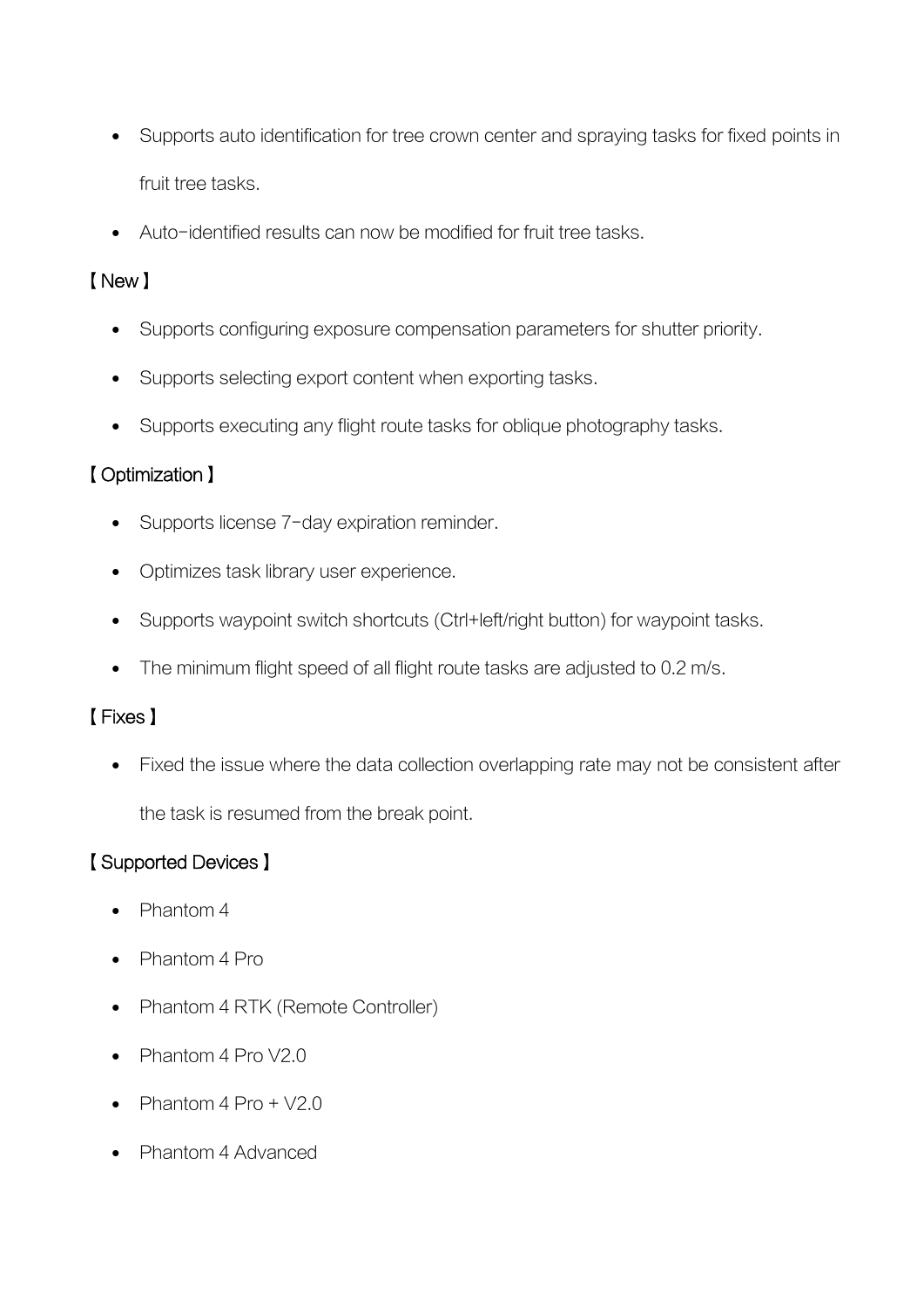- Supports auto identification for tree crown center and spraying tasks for fixed points in fruit tree tasks.
- Auto-identified results can now be modified for fruit tree tasks.

【New】

- Supports configuring exposure compensation parameters for shutter priority.
- Supports selecting export content when exporting tasks.
- Supports executing any flight route tasks for oblique photography tasks.

【Optimization】

- Supports license 7-day expiration reminder.
- Optimizes task library user experience.
- Supports waypoint switch shortcuts (Ctrl+left/right button) for waypoint tasks.
- The minimum flight speed of all flight route tasks are adjusted to 0.2 m/s.

【Fixes】

- Fixed the issue where the data collection overlapping rate may not be consistent after the task is resumed from the break point.

【Supported Devices】

- Phantom 4
- Phantom 4 Pro
- Phantom 4 RTK (Remote Controller)
- Phantom 4 Pro V2.0
- Phantom 4 Pro + V2.0
- Phantom 4 Advanced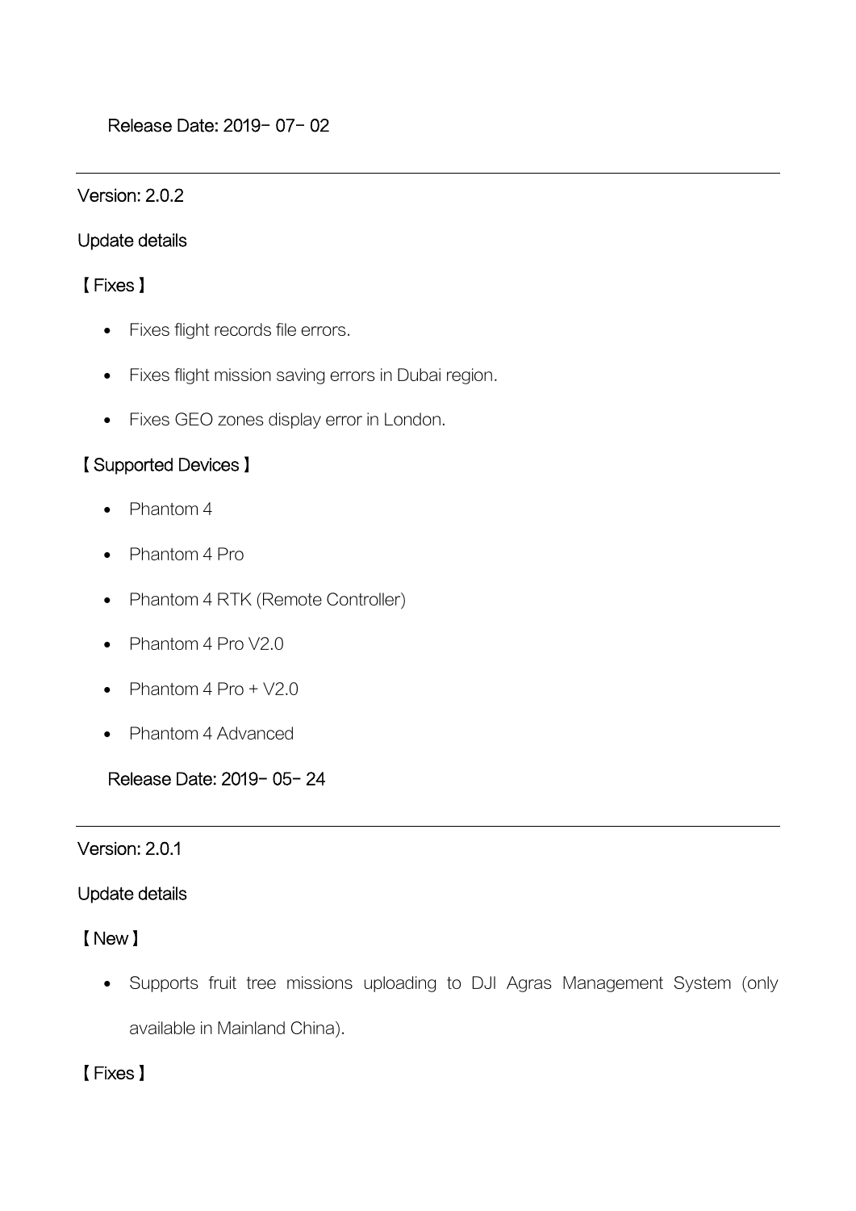Release Date: 2019- 07- 02

---

Version: 2.0.2

Update details

【Fixes】

- Fixes flight records file errors.
- Fixes flight mission saving errors in Dubai region.
- Fixes GEO zones display error in London.

【Supported Devices】

- Phantom 4
- Phantom 4 Pro
- Phantom 4 RTK (Remote Controller)
- Phantom 4 Pro V2.0
- Phantom 4 Pro + V2.0
- Phantom 4 Advanced

Release Date: 2019- 05- 24

---

Version: 2.0.1

Update details

【New】

- Supports fruit tree missions uploading to DJI Agras Management System (only available in Mainland China).

【Fixes】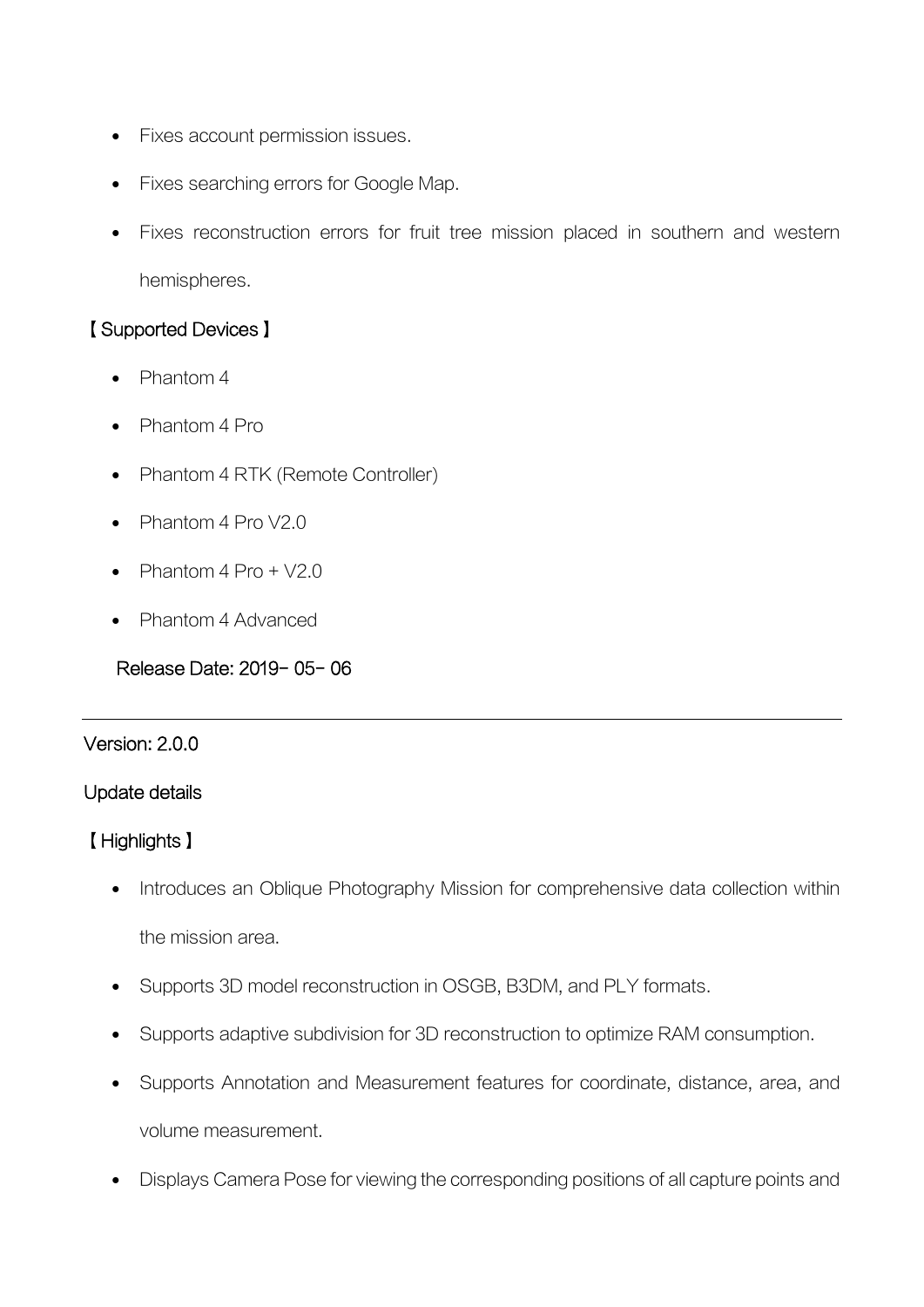- Fixes account permission issues.
- Fixes searching errors for Google Map.
- Fixes reconstruction errors for fruit tree mission placed in southern and western hemispheres.

【Supported Devices】

- Phantom 4
- Phantom 4 Pro
- Phantom 4 RTK (Remote Controller)
- Phantom 4 Pro V2.0
- Phantom 4 Pro + V2.0
- Phantom 4 Advanced

Release Date: 2019- 05- 06

---

Version: 2.0.0

Update details

【Highlights】

- Introduces an Oblique Photography Mission for comprehensive data collection within the mission area.
- Supports 3D model reconstruction in OSGB, B3DM, and PLY formats.
- Supports adaptive subdivision for 3D reconstruction to optimize RAM consumption.
- Supports Annotation and Measurement features for coordinate, distance, area, and volume measurement.
- Displays Camera Pose for viewing the corresponding positions of all capture points and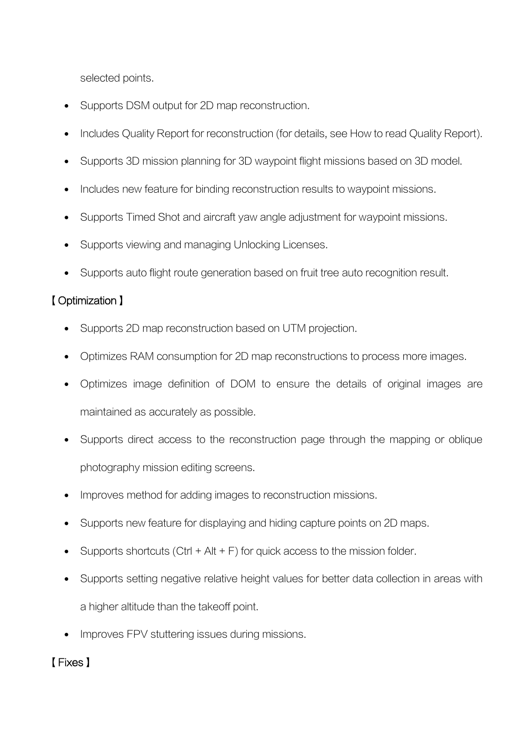selected points.

- Supports DSM output for 2D map reconstruction.
- Includes Quality Report for reconstruction (for details, see How to read Quality Report).
- Supports 3D mission planning for 3D waypoint flight missions based on 3D model.
- Includes new feature for binding reconstruction results to waypoint missions.
- Supports Timed Shot and aircraft yaw angle adjustment for waypoint missions.
- Supports viewing and managing Unlocking Licenses.
- Supports auto flight route generation based on fruit tree auto recognition result.

【Optimization】

- Supports 2D map reconstruction based on UTM projection.
- Optimizes RAM consumption for 2D map reconstructions to process more images.
- Optimizes image definition of DOM to ensure the details of original images are maintained as accurately as possible.
- Supports direct access to the reconstruction page through the mapping or oblique photography mission editing screens.
- Improves method for adding images to reconstruction missions.
- Supports new feature for displaying and hiding capture points on 2D maps.
- Supports shortcuts (Ctrl + Alt + F) for quick access to the mission folder.
- Supports setting negative relative height values for better data collection in areas with a higher altitude than the takeoff point.
- Improves FPV stuttering issues during missions.

【Fixes】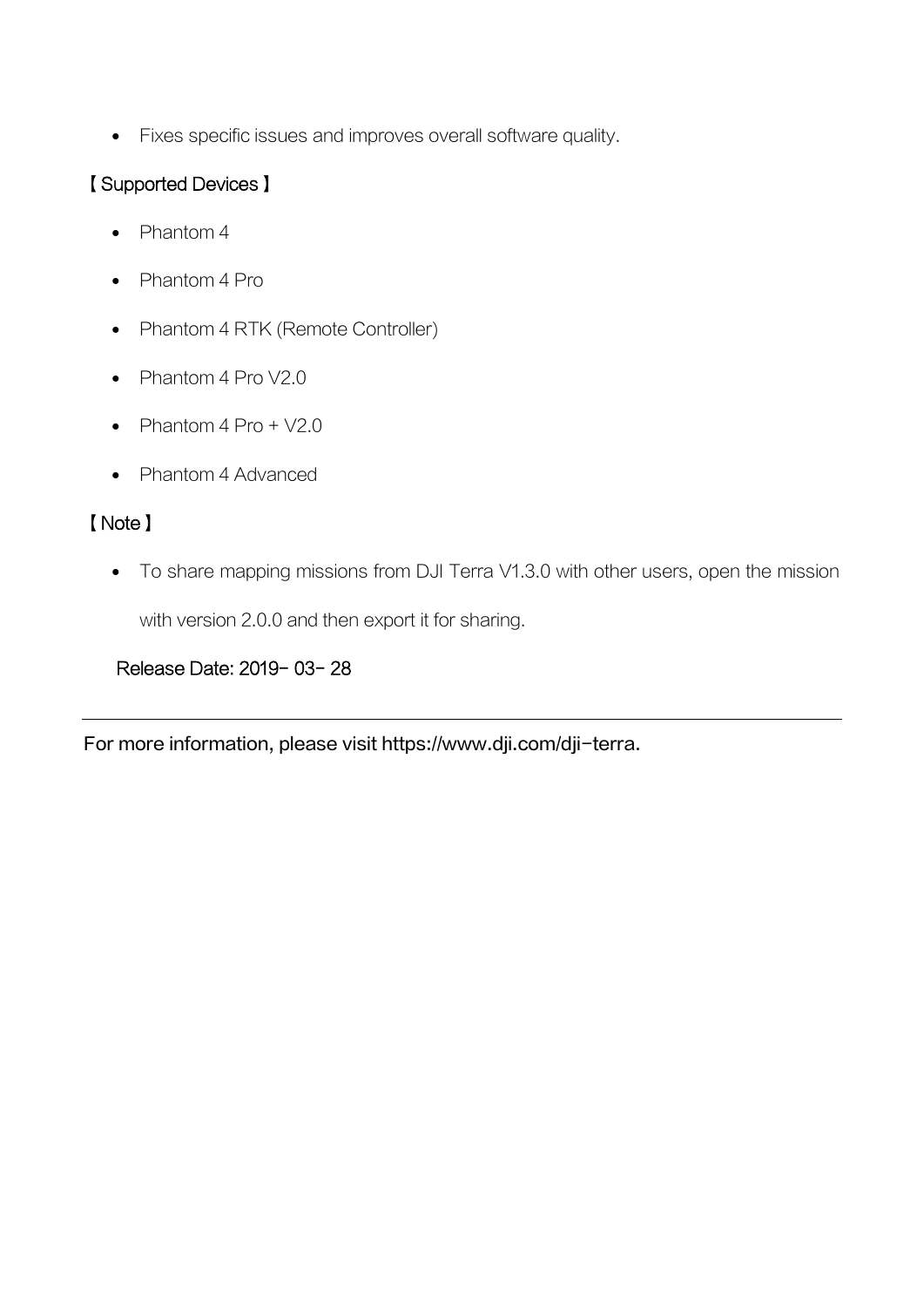- Fixes specific issues and improves overall software quality.

【Supported Devices】

- Phantom 4
- Phantom 4 Pro
- Phantom 4 RTK (Remote Controller)
- Phantom 4 Pro V2.0
- Phantom 4 Pro + V2.0
- Phantom 4 Advanced

【Note】

- To share mapping missions from DJI Terra V1.3.0 with other users, open the mission with version 2.0.0 and then export it for sharing.

Release Date: 2019-03-28

---

For more information, please visit https://www.dji.com/dji-terra.